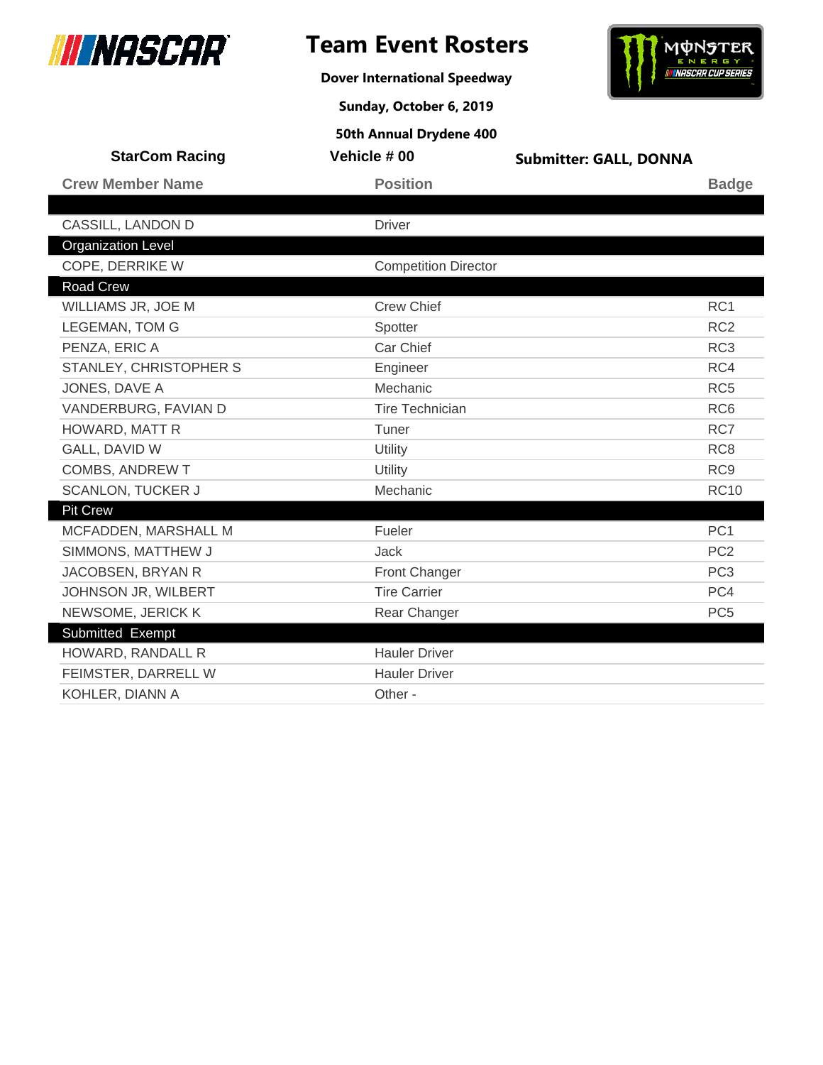# Team Event Rosters

**Dover International Speedway**

**Sunday, October 6, 2019**

**50th Annual Drydene 400**

**StarCom Racing** | **Vehicle # 00** | **Submitter: GALL, DONNA**

| Crew Member Name | Position | Badge |
|---|---|---|
| | | |
| CASSILL, LANDON D | Driver | |
| **Organization Level** | | |
| COPE, DERRIKE W | Competition Director | |
| **Road Crew** | | |
| WILLIAMS JR, JOE M | Crew Chief | RC1 |
| LEGEMAN, TOM G | Spotter | RC2 |
| PENZA, ERIC A | Car Chief | RC3 |
| STANLEY, CHRISTOPHER S | Engineer | RC4 |
| JONES, DAVE A | Mechanic | RC5 |
| VANDERBURG, FAVIAN D | Tire Technician | RC6 |
| HOWARD, MATT R | Tuner | RC7 |
| GALL, DAVID W | Utility | RC8 |
| COMBS, ANDREW T | Utility | RC9 |
| SCANLON, TUCKER J | Mechanic | RC10 |
| **Pit Crew** | | |
| MCFADDEN, MARSHALL M | Fueler | PC1 |
| SIMMONS, MATTHEW J | Jack | PC2 |
| JACOBSEN, BRYAN R | Front Changer | PC3 |
| JOHNSON JR, WILBERT | Tire Carrier | PC4 |
| NEWSOME, JERICK K | Rear Changer | PC5 |
| **Submitted Exempt** | | |
| HOWARD, RANDALL R | Hauler Driver | |
| FEIMSTER, DARRELL W | Hauler Driver | |
| KOHLER, DIANN A | Other - | |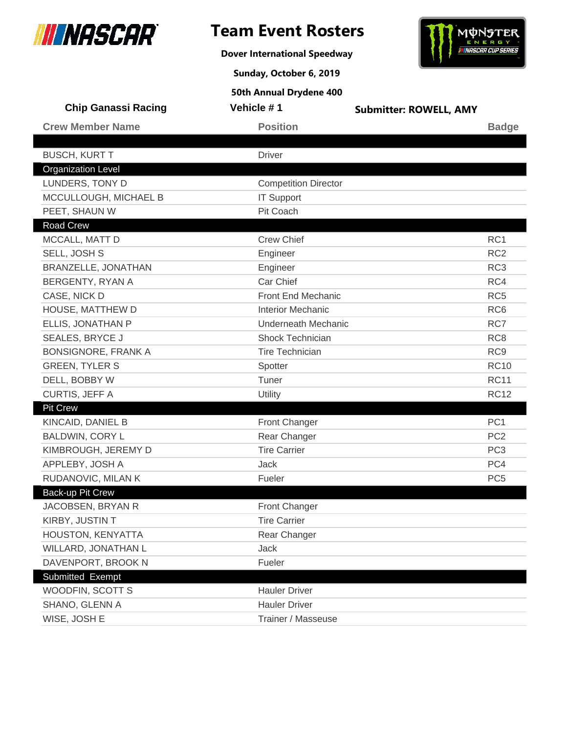# Team Event Rosters

**Dover International Speedway**

**Sunday, October 6, 2019**

**50th Annual Drydene 400**

**Chip Ganassi Racing** | **Vehicle # 1** | **Submitter: ROWELL, AMY**

| Crew Member Name | Position | Badge |
|---|---|---|
| BUSCH, KURT T | Driver | |
| **Organization Level** | | |
| LUNDERS, TONY D | Competition Director | |
| MCCULLOUGH, MICHAEL B | IT Support | |
| PEET, SHAUN W | Pit Coach | |
| **Road Crew** | | |
| MCCALL, MATT D | Crew Chief | RC1 |
| SELL, JOSH S | Engineer | RC2 |
| BRANZELLE, JONATHAN | Engineer | RC3 |
| BERGENTY, RYAN A | Car Chief | RC4 |
| CASE, NICK D | Front End Mechanic | RC5 |
| HOUSE, MATTHEW D | Interior Mechanic | RC6 |
| ELLIS, JONATHAN P | Underneath Mechanic | RC7 |
| SEALES, BRYCE J | Shock Technician | RC8 |
| BONSIGNORE, FRANK A | Tire Technician | RC9 |
| GREEN, TYLER S | Spotter | RC10 |
| DELL, BOBBY W | Tuner | RC11 |
| CURTIS, JEFF A | Utility | RC12 |
| **Pit Crew** | | |
| KINCAID, DANIEL B | Front Changer | PC1 |
| BALDWIN, CORY L | Rear Changer | PC2 |
| KIMBROUGH, JEREMY D | Tire Carrier | PC3 |
| APPLEBY, JOSH A | Jack | PC4 |
| RUDANOVIC, MILAN K | Fueler | PC5 |
| **Back-up Pit Crew** | | |
| JACOBSEN, BRYAN R | Front Changer | |
| KIRBY, JUSTIN T | Tire Carrier | |
| HOUSTON, KENYATTA | Rear Changer | |
| WILLARD, JONATHAN L | Jack | |
| DAVENPORT, BROOK N | Fueler | |
| **Submitted Exempt** | | |
| WOODFIN, SCOTT S | Hauler Driver | |
| SHANO, GLENN A | Hauler Driver | |
| WISE, JOSH E | Trainer / Masseuse | |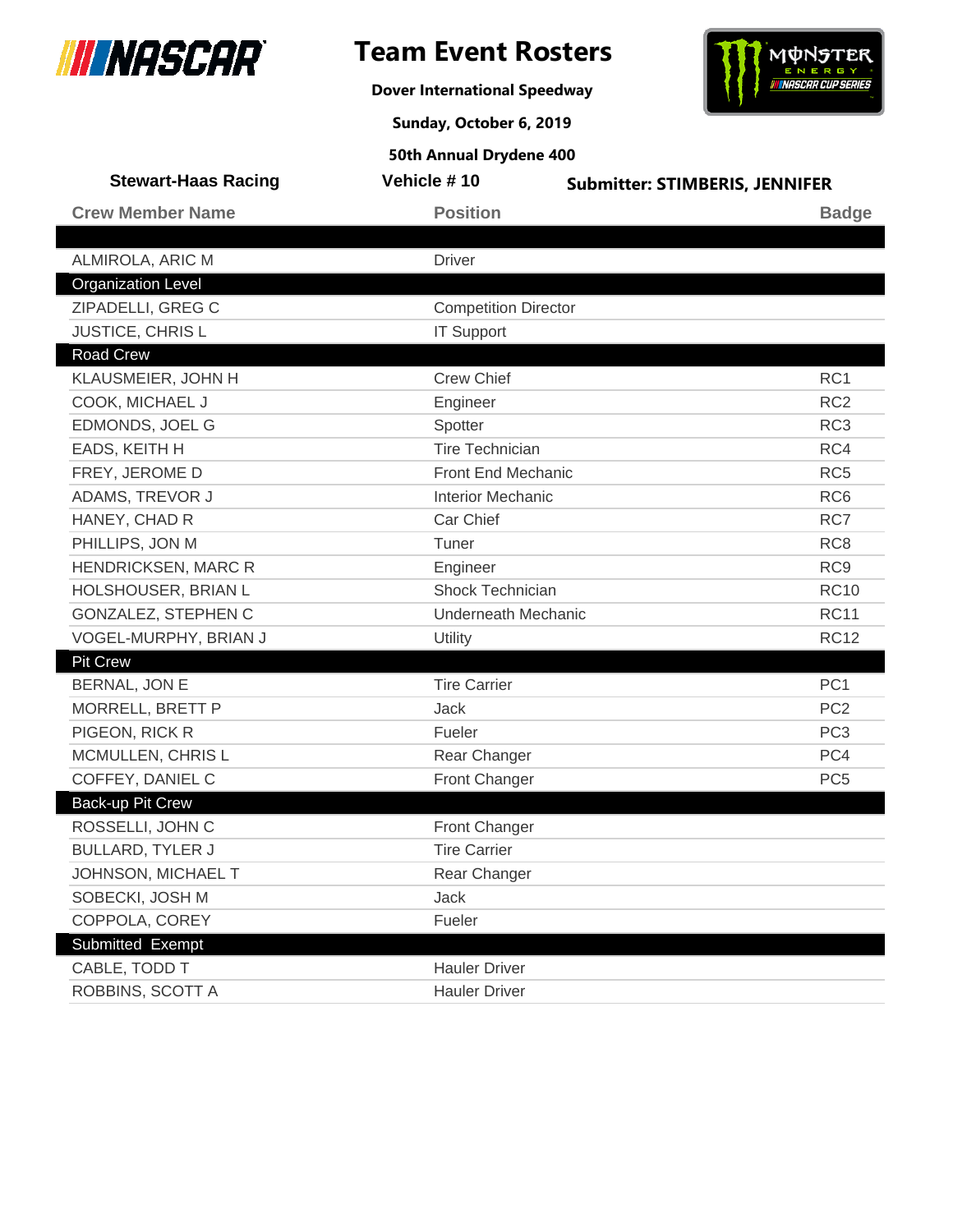# Team Event Rosters

**Dover International Speedway**

**Sunday, October 6, 2019**

**50th Annual Drydene 400**

**Stewart-Haas Racing** | **Vehicle # 10** | **Submitter: STIMBERIS, JENNIFER**

| Crew Member Name | Position | Badge |
|---|---|---|
| | | |
| ALMIROLA, ARIC M | Driver | |
| **Organization Level** | | |
| ZIPADELLI, GREG C | Competition Director | |
| JUSTICE, CHRIS L | IT Support | |
| **Road Crew** | | |
| KLAUSMEIER, JOHN H | Crew Chief | RC1 |
| COOK, MICHAEL J | Engineer | RC2 |
| EDMONDS, JOEL G | Spotter | RC3 |
| EADS, KEITH H | Tire Technician | RC4 |
| FREY, JEROME D | Front End Mechanic | RC5 |
| ADAMS, TREVOR J | Interior Mechanic | RC6 |
| HANEY, CHAD R | Car Chief | RC7 |
| PHILLIPS, JON M | Tuner | RC8 |
| HENDRICKSEN, MARC R | Engineer | RC9 |
| HOLSHOUSER, BRIAN L | Shock Technician | RC10 |
| GONZALEZ, STEPHEN C | Underneath Mechanic | RC11 |
| VOGEL-MURPHY, BRIAN J | Utility | RC12 |
| **Pit Crew** | | |
| BERNAL, JON E | Tire Carrier | PC1 |
| MORRELL, BRETT P | Jack | PC2 |
| PIGEON, RICK R | Fueler | PC3 |
| MCMULLEN, CHRIS L | Rear Changer | PC4 |
| COFFEY, DANIEL C | Front Changer | PC5 |
| **Back-up Pit Crew** | | |
| ROSSELLI, JOHN C | Front Changer | |
| BULLARD, TYLER J | Tire Carrier | |
| JOHNSON, MICHAEL T | Rear Changer | |
| SOBECKI, JOSH M | Jack | |
| COPPOLA, COREY | Fueler | |
| **Submitted Exempt** | | |
| CABLE, TODD T | Hauler Driver | |
| ROBBINS, SCOTT A | Hauler Driver | |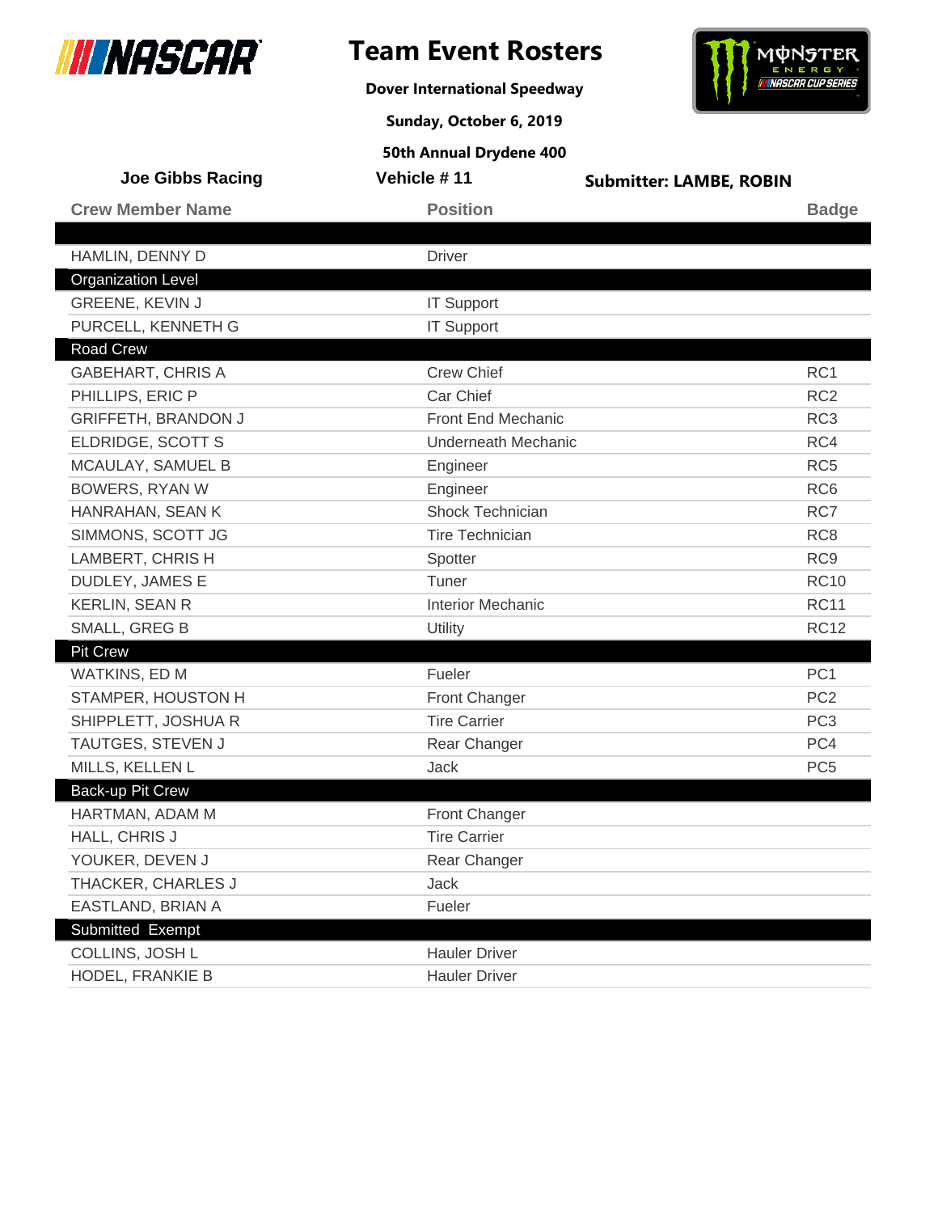# Team Event Rosters

**Dover International Speedway**

**Sunday, October 6, 2019**

**50th Annual Drydene 400**

**Joe Gibbs Racing** | **Vehicle # 11** | **Submitter: LAMBE, ROBIN**

| Crew Member Name | Position | Badge |
|---|---|---|
| | | |
| HAMLIN, DENNY D | Driver | |
| **Organization Level** | | |
| GREENE, KEVIN J | IT Support | |
| PURCELL, KENNETH G | IT Support | |
| **Road Crew** | | |
| GABEHART, CHRIS A | Crew Chief | RC1 |
| PHILLIPS, ERIC P | Car Chief | RC2 |
| GRIFFETH, BRANDON J | Front End Mechanic | RC3 |
| ELDRIDGE, SCOTT S | Underneath Mechanic | RC4 |
| MCAULAY, SAMUEL B | Engineer | RC5 |
| BOWERS, RYAN W | Engineer | RC6 |
| HANRAHAN, SEAN K | Shock Technician | RC7 |
| SIMMONS, SCOTT JG | Tire Technician | RC8 |
| LAMBERT, CHRIS H | Spotter | RC9 |
| DUDLEY, JAMES E | Tuner | RC10 |
| KERLIN, SEAN R | Interior Mechanic | RC11 |
| SMALL, GREG B | Utility | RC12 |
| **Pit Crew** | | |
| WATKINS, ED M | Fueler | PC1 |
| STAMPER, HOUSTON H | Front Changer | PC2 |
| SHIPPLETT, JOSHUA R | Tire Carrier | PC3 |
| TAUTGES, STEVEN J | Rear Changer | PC4 |
| MILLS, KELLEN L | Jack | PC5 |
| **Back-up Pit Crew** | | |
| HARTMAN, ADAM M | Front Changer | |
| HALL, CHRIS J | Tire Carrier | |
| YOUKER, DEVEN J | Rear Changer | |
| THACKER, CHARLES J | Jack | |
| EASTLAND, BRIAN A | Fueler | |
| **Submitted Exempt** | | |
| COLLINS, JOSH L | Hauler Driver | |
| HODEL, FRANKIE B | Hauler Driver | |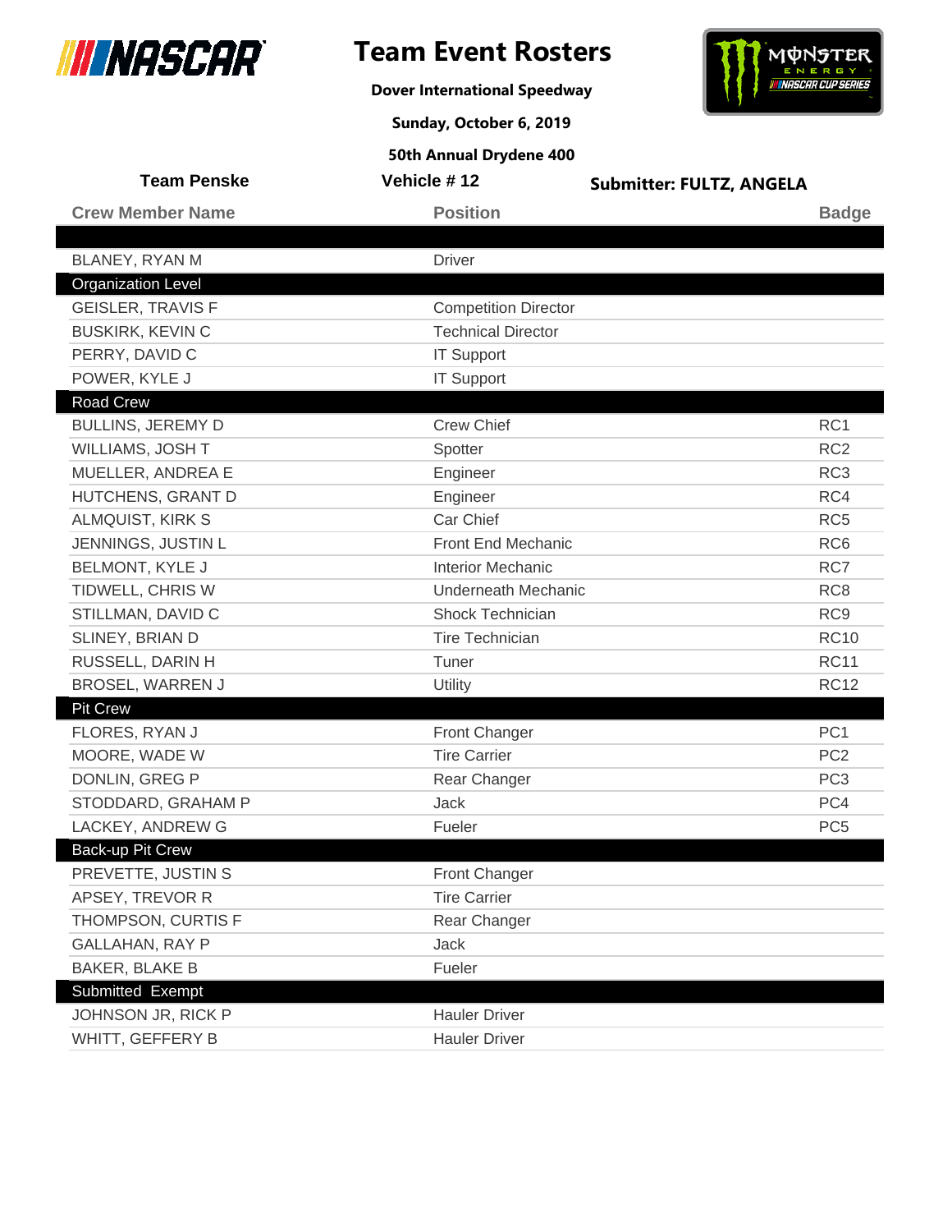# Team Event Rosters

**Dover International Speedway**

**Sunday, October 6, 2019**

**50th Annual Drydene 400**

**Team Penske** | **Vehicle # 12** | **Submitter: FULTZ, ANGELA**

| Crew Member Name | Position | Badge |
|---|---|---|
| | | |
| BLANEY, RYAN M | Driver | |
| **Organization Level** | | |
| GEISLER, TRAVIS F | Competition Director | |
| BUSKIRK, KEVIN C | Technical Director | |
| PERRY, DAVID C | IT Support | |
| POWER, KYLE J | IT Support | |
| **Road Crew** | | |
| BULLINS, JEREMY D | Crew Chief | RC1 |
| WILLIAMS, JOSH T | Spotter | RC2 |
| MUELLER, ANDREA E | Engineer | RC3 |
| HUTCHENS, GRANT D | Engineer | RC4 |
| ALMQUIST, KIRK S | Car Chief | RC5 |
| JENNINGS, JUSTIN L | Front End Mechanic | RC6 |
| BELMONT, KYLE J | Interior Mechanic | RC7 |
| TIDWELL, CHRIS W | Underneath Mechanic | RC8 |
| STILLMAN, DAVID C | Shock Technician | RC9 |
| SLINEY, BRIAN D | Tire Technician | RC10 |
| RUSSELL, DARIN H | Tuner | RC11 |
| BROSEL, WARREN J | Utility | RC12 |
| **Pit Crew** | | |
| FLORES, RYAN J | Front Changer | PC1 |
| MOORE, WADE W | Tire Carrier | PC2 |
| DONLIN, GREG P | Rear Changer | PC3 |
| STODDARD, GRAHAM P | Jack | PC4 |
| LACKEY, ANDREW G | Fueler | PC5 |
| **Back-up Pit Crew** | | |
| PREVETTE, JUSTIN S | Front Changer | |
| APSEY, TREVOR R | Tire Carrier | |
| THOMPSON, CURTIS F | Rear Changer | |
| GALLAHAN, RAY P | Jack | |
| BAKER, BLAKE B | Fueler | |
| **Submitted Exempt** | | |
| JOHNSON JR, RICK P | Hauler Driver | |
| WHITT, GEFFERY B | Hauler Driver | |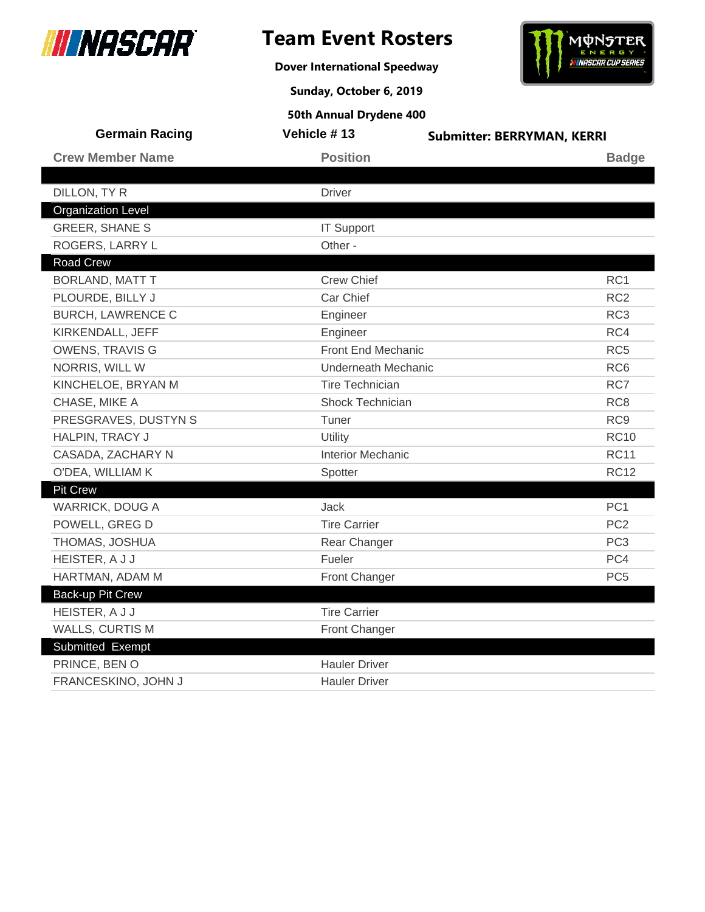# Team Event Rosters

**Dover International Speedway**

**Sunday, October 6, 2019**

**50th Annual Drydene 400**

**Germain Racing** | **Vehicle # 13** | **Submitter: BERRYMAN, KERRI**

| Crew Member Name | Position | Badge |
|---|---|---|
| | | |
| DILLON, TY R | Driver | |
| **Organization Level** | | |
| GREER, SHANE S | IT Support | |
| ROGERS, LARRY L | Other - | |
| **Road Crew** | | |
| BORLAND, MATT T | Crew Chief | RC1 |
| PLOURDE, BILLY J | Car Chief | RC2 |
| BURCH, LAWRENCE C | Engineer | RC3 |
| KIRKENDALL, JEFF | Engineer | RC4 |
| OWENS, TRAVIS G | Front End Mechanic | RC5 |
| NORRIS, WILL W | Underneath Mechanic | RC6 |
| KINCHELOE, BRYAN M | Tire Technician | RC7 |
| CHASE, MIKE A | Shock Technician | RC8 |
| PRESGRAVES, DUSTYN S | Tuner | RC9 |
| HALPIN, TRACY J | Utility | RC10 |
| CASADA, ZACHARY N | Interior Mechanic | RC11 |
| O'DEA, WILLIAM K | Spotter | RC12 |
| **Pit Crew** | | |
| WARRICK, DOUG A | Jack | PC1 |
| POWELL, GREG D | Tire Carrier | PC2 |
| THOMAS, JOSHUA | Rear Changer | PC3 |
| HEISTER, A J J | Fueler | PC4 |
| HARTMAN, ADAM M | Front Changer | PC5 |
| **Back-up Pit Crew** | | |
| HEISTER, A J J | Tire Carrier | |
| WALLS, CURTIS M | Front Changer | |
| **Submitted Exempt** | | |
| PRINCE, BEN O | Hauler Driver | |
| FRANCESKINO, JOHN J | Hauler Driver | |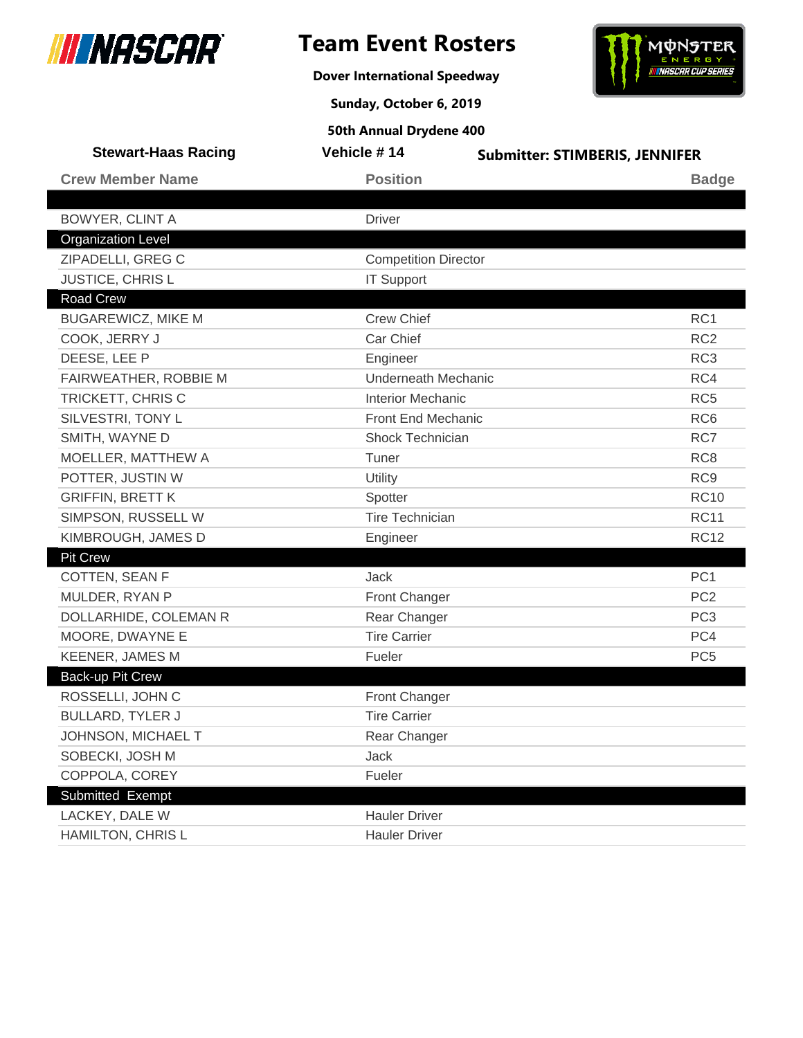# Team Event Rosters

**Dover International Speedway**

**Sunday, October 6, 2019**

**50th Annual Drydene 400**

**Stewart-Haas Racing** | **Vehicle # 14** | **Submitter: STIMBERIS, JENNIFER**

| Crew Member Name | Position | Badge |
|---|---|---|
| | | |
| BOWYER, CLINT A | Driver | |
| **Organization Level** | | |
| ZIPADELLI, GREG C | Competition Director | |
| JUSTICE, CHRIS L | IT Support | |
| **Road Crew** | | |
| BUGAREWICZ, MIKE M | Crew Chief | RC1 |
| COOK, JERRY J | Car Chief | RC2 |
| DEESE, LEE P | Engineer | RC3 |
| FAIRWEATHER, ROBBIE M | Underneath Mechanic | RC4 |
| TRICKETT, CHRIS C | Interior Mechanic | RC5 |
| SILVESTRI, TONY L | Front End Mechanic | RC6 |
| SMITH, WAYNE D | Shock Technician | RC7 |
| MOELLER, MATTHEW A | Tuner | RC8 |
| POTTER, JUSTIN W | Utility | RC9 |
| GRIFFIN, BRETT K | Spotter | RC10 |
| SIMPSON, RUSSELL W | Tire Technician | RC11 |
| KIMBROUGH, JAMES D | Engineer | RC12 |
| **Pit Crew** | | |
| COTTEN, SEAN F | Jack | PC1 |
| MULDER, RYAN P | Front Changer | PC2 |
| DOLLARHIDE, COLEMAN R | Rear Changer | PC3 |
| MOORE, DWAYNE E | Tire Carrier | PC4 |
| KEENER, JAMES M | Fueler | PC5 |
| **Back-up Pit Crew** | | |
| ROSSELLI, JOHN C | Front Changer | |
| BULLARD, TYLER J | Tire Carrier | |
| JOHNSON, MICHAEL T | Rear Changer | |
| SOBECKI, JOSH M | Jack | |
| COPPOLA, COREY | Fueler | |
| **Submitted Exempt** | | |
| LACKEY, DALE W | Hauler Driver | |
| HAMILTON, CHRIS L | Hauler Driver | |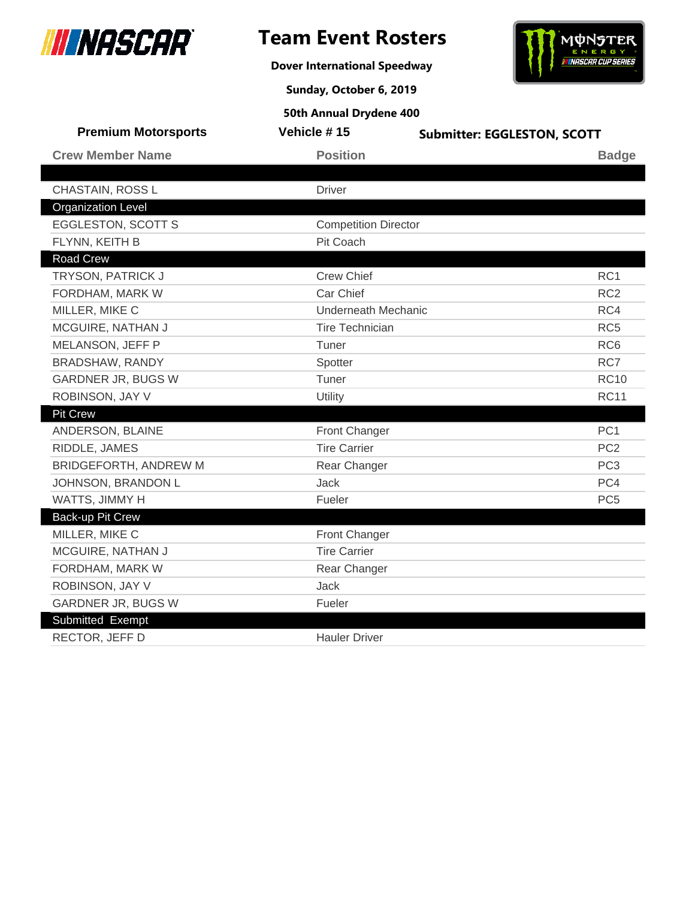# Team Event Rosters

**Dover International Speedway**

**Sunday, October 6, 2019**

**50th Annual Drydene 400**

**Premium Motorsports** | **Vehicle # 15** | **Submitter: EGGLESTON, SCOTT**

| Crew Member Name | Position | Badge |
| --- | --- | --- |
| | | |
| CHASTAIN, ROSS L | Driver | |
| **Organization Level** | | |
| EGGLESTON, SCOTT S | Competition Director | |
| FLYNN, KEITH B | Pit Coach | |
| **Road Crew** | | |
| TRYSON, PATRICK J | Crew Chief | RC1 |
| FORDHAM, MARK W | Car Chief | RC2 |
| MILLER, MIKE C | Underneath Mechanic | RC4 |
| MCGUIRE, NATHAN J | Tire Technician | RC5 |
| MELANSON, JEFF P | Tuner | RC6 |
| BRADSHAW, RANDY | Spotter | RC7 |
| GARDNER JR, BUGS W | Tuner | RC10 |
| ROBINSON, JAY V | Utility | RC11 |
| **Pit Crew** | | |
| ANDERSON, BLAINE | Front Changer | PC1 |
| RIDDLE, JAMES | Tire Carrier | PC2 |
| BRIDGEFORTH, ANDREW M | Rear Changer | PC3 |
| JOHNSON, BRANDON L | Jack | PC4 |
| WATTS, JIMMY H | Fueler | PC5 |
| **Back-up Pit Crew** | | |
| MILLER, MIKE C | Front Changer | |
| MCGUIRE, NATHAN J | Tire Carrier | |
| FORDHAM, MARK W | Rear Changer | |
| ROBINSON, JAY V | Jack | |
| GARDNER JR, BUGS W | Fueler | |
| **Submitted Exempt** | | |
| RECTOR, JEFF D | Hauler Driver | |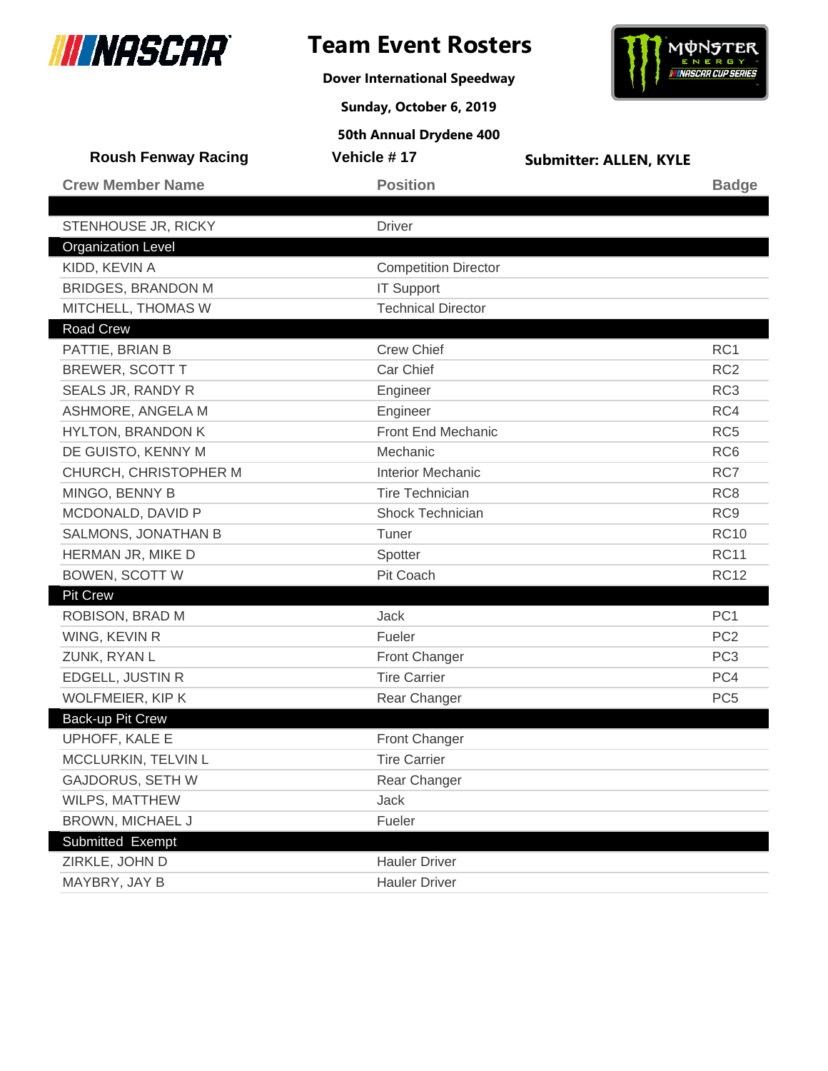# Team Event Rosters

**Dover International Speedway**

**Sunday, October 6, 2019**

**50th Annual Drydene 400**

**Roush Fenway Racing** | **Vehicle # 17** | **Submitter: ALLEN, KYLE**

| Crew Member Name | Position | Badge |
| --- | --- | --- |
| | | |
| STENHOUSE JR, RICKY | Driver | |
| **Organization Level** | | |
| KIDD, KEVIN A | Competition Director | |
| BRIDGES, BRANDON M | IT Support | |
| MITCHELL, THOMAS W | Technical Director | |
| **Road Crew** | | |
| PATTIE, BRIAN B | Crew Chief | RC1 |
| BREWER, SCOTT T | Car Chief | RC2 |
| SEALS JR, RANDY R | Engineer | RC3 |
| ASHMORE, ANGELA M | Engineer | RC4 |
| HYLTON, BRANDON K | Front End Mechanic | RC5 |
| DE GUISTO, KENNY M | Mechanic | RC6 |
| CHURCH, CHRISTOPHER M | Interior Mechanic | RC7 |
| MINGO, BENNY B | Tire Technician | RC8 |
| MCDONALD, DAVID P | Shock Technician | RC9 |
| SALMONS, JONATHAN B | Tuner | RC10 |
| HERMAN JR, MIKE D | Spotter | RC11 |
| BOWEN, SCOTT W | Pit Coach | RC12 |
| **Pit Crew** | | |
| ROBISON, BRAD M | Jack | PC1 |
| WING, KEVIN R | Fueler | PC2 |
| ZUNK, RYAN L | Front Changer | PC3 |
| EDGELL, JUSTIN R | Tire Carrier | PC4 |
| WOLFMEIER, KIP K | Rear Changer | PC5 |
| **Back-up Pit Crew** | | |
| UPHOFF, KALE E | Front Changer | |
| MCCLURKIN, TELVIN L | Tire Carrier | |
| GAJDORUS, SETH W | Rear Changer | |
| WILPS, MATTHEW | Jack | |
| BROWN, MICHAEL J | Fueler | |
| **Submitted Exempt** | | |
| ZIRKLE, JOHN D | Hauler Driver | |
| MAYBRY, JAY B | Hauler Driver | |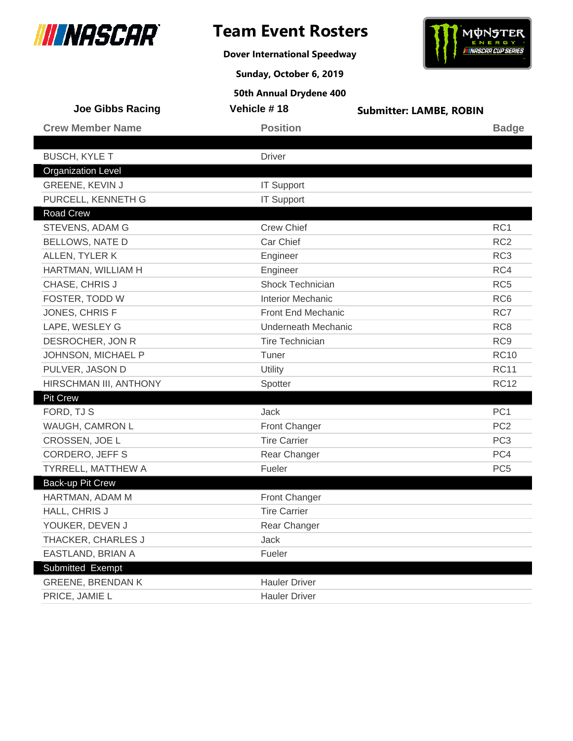# Team Event Rosters

**Dover International Speedway**

**Sunday, October 6, 2019**

**50th Annual Drydene 400**

**Joe Gibbs Racing** | **Vehicle # 18** | **Submitter: LAMBE, ROBIN**

| Crew Member Name | Position | Badge |
|---|---|---|
| | | |
| BUSCH, KYLE T | Driver | |
| **Organization Level** | | |
| GREENE, KEVIN J | IT Support | |
| PURCELL, KENNETH G | IT Support | |
| **Road Crew** | | |
| STEVENS, ADAM G | Crew Chief | RC1 |
| BELLOWS, NATE D | Car Chief | RC2 |
| ALLEN, TYLER K | Engineer | RC3 |
| HARTMAN, WILLIAM H | Engineer | RC4 |
| CHASE, CHRIS J | Shock Technician | RC5 |
| FOSTER, TODD W | Interior Mechanic | RC6 |
| JONES, CHRIS F | Front End Mechanic | RC7 |
| LAPE, WESLEY G | Underneath Mechanic | RC8 |
| DESROCHER, JON R | Tire Technician | RC9 |
| JOHNSON, MICHAEL P | Tuner | RC10 |
| PULVER, JASON D | Utility | RC11 |
| HIRSCHMAN III, ANTHONY | Spotter | RC12 |
| **Pit Crew** | | |
| FORD, TJ S | Jack | PC1 |
| WAUGH, CAMRON L | Front Changer | PC2 |
| CROSSEN, JOE L | Tire Carrier | PC3 |
| CORDERO, JEFF S | Rear Changer | PC4 |
| TYRRELL, MATTHEW A | Fueler | PC5 |
| **Back-up Pit Crew** | | |
| HARTMAN, ADAM M | Front Changer | |
| HALL, CHRIS J | Tire Carrier | |
| YOUKER, DEVEN J | Rear Changer | |
| THACKER, CHARLES J | Jack | |
| EASTLAND, BRIAN A | Fueler | |
| **Submitted Exempt** | | |
| GREENE, BRENDAN K | Hauler Driver | |
| PRICE, JAMIE L | Hauler Driver | |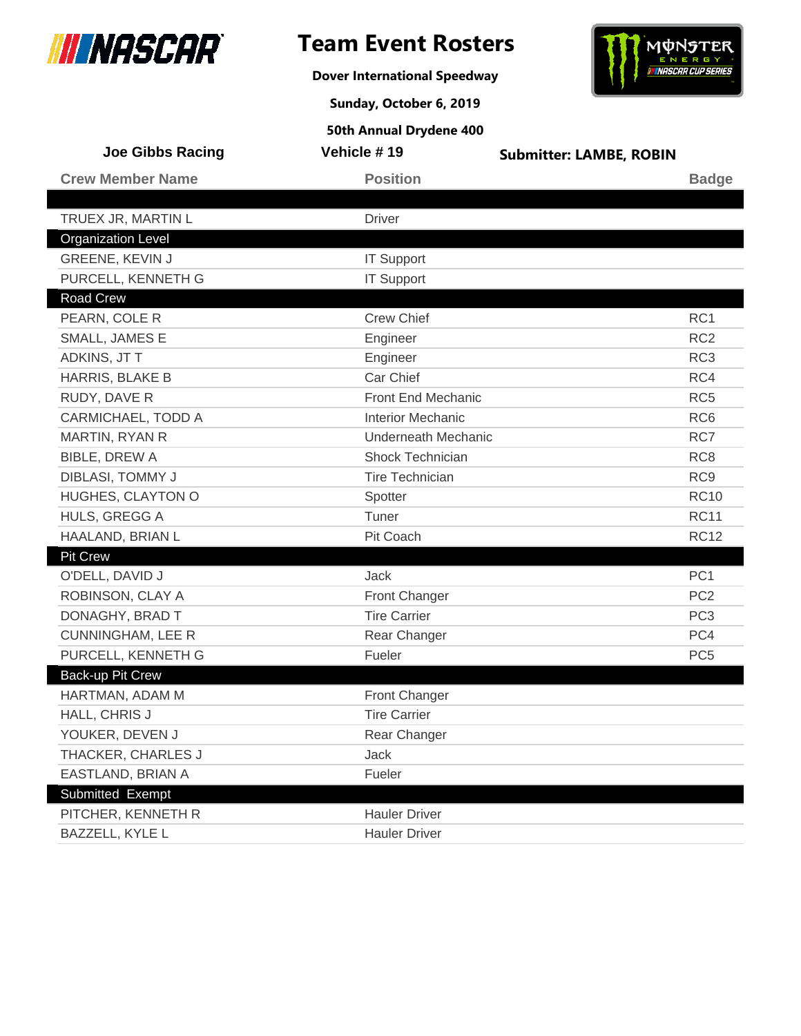# Team Event Rosters

**Dover International Speedway**

**Sunday, October 6, 2019**

**50th Annual Drydene 400**

**Joe Gibbs Racing** | **Vehicle # 19** | **Submitter: LAMBE, ROBIN**

| Crew Member Name | Position | Badge |
|---|---|---|
| TRUEX JR, MARTIN L | Driver | |
| **Organization Level** | | |
| GREENE, KEVIN J | IT Support | |
| PURCELL, KENNETH G | IT Support | |
| **Road Crew** | | |
| PEARN, COLE R | Crew Chief | RC1 |
| SMALL, JAMES E | Engineer | RC2 |
| ADKINS, JT T | Engineer | RC3 |
| HARRIS, BLAKE B | Car Chief | RC4 |
| RUDY, DAVE R | Front End Mechanic | RC5 |
| CARMICHAEL, TODD A | Interior Mechanic | RC6 |
| MARTIN, RYAN R | Underneath Mechanic | RC7 |
| BIBLE, DREW A | Shock Technician | RC8 |
| DIBLASI, TOMMY J | Tire Technician | RC9 |
| HUGHES, CLAYTON O | Spotter | RC10 |
| HULS, GREGG A | Tuner | RC11 |
| HAALAND, BRIAN L | Pit Coach | RC12 |
| **Pit Crew** | | |
| O'DELL, DAVID J | Jack | PC1 |
| ROBINSON, CLAY A | Front Changer | PC2 |
| DONAGHY, BRAD T | Tire Carrier | PC3 |
| CUNNINGHAM, LEE R | Rear Changer | PC4 |
| PURCELL, KENNETH G | Fueler | PC5 |
| **Back-up Pit Crew** | | |
| HARTMAN, ADAM M | Front Changer | |
| HALL, CHRIS J | Tire Carrier | |
| YOUKER, DEVEN J | Rear Changer | |
| THACKER, CHARLES J | Jack | |
| EASTLAND, BRIAN A | Fueler | |
| **Submitted Exempt** | | |
| PITCHER, KENNETH R | Hauler Driver | |
| BAZZELL, KYLE L | Hauler Driver | |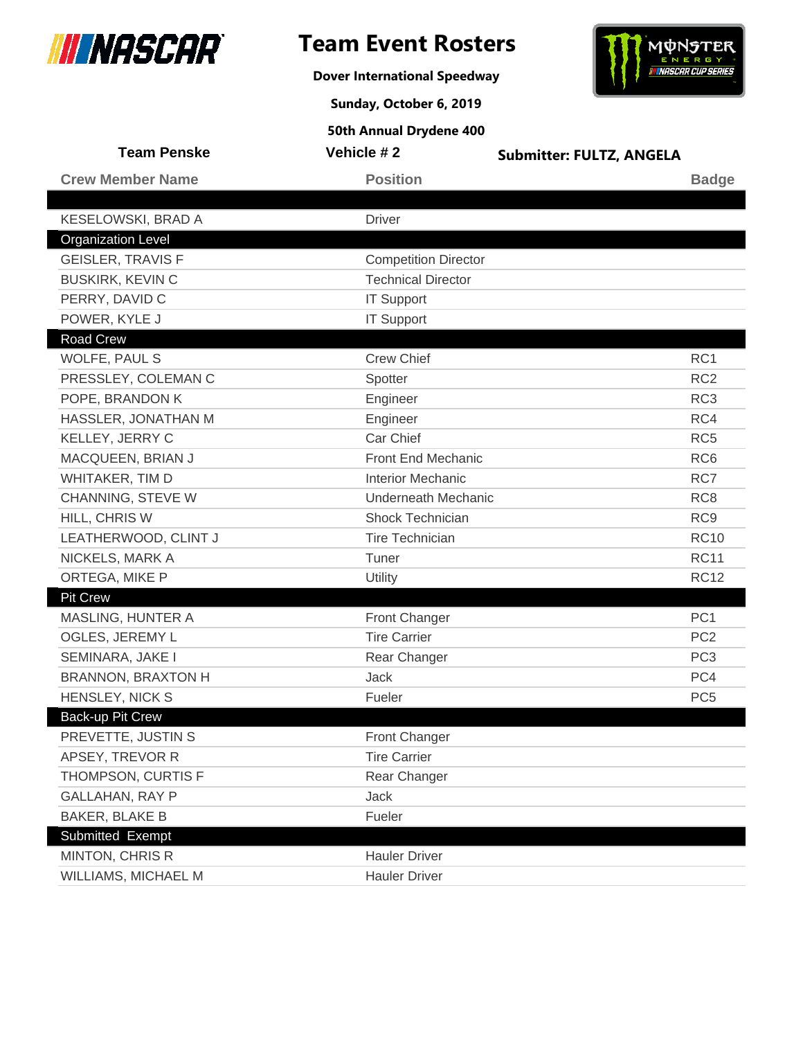# Team Event Rosters

**Dover International Speedway**

**Sunday, October 6, 2019**

**50th Annual Drydene 400**

**Team Penske** | **Vehicle # 2** | **Submitter: FULTZ, ANGELA**

| Crew Member Name | Position | Badge |
|---|---|---|
| | | |
| KESELOWSKI, BRAD A | Driver | |
| **Organization Level** | | |
| GEISLER, TRAVIS F | Competition Director | |
| BUSKIRK, KEVIN C | Technical Director | |
| PERRY, DAVID C | IT Support | |
| POWER, KYLE J | IT Support | |
| **Road Crew** | | |
| WOLFE, PAUL S | Crew Chief | RC1 |
| PRESSLEY, COLEMAN C | Spotter | RC2 |
| POPE, BRANDON K | Engineer | RC3 |
| HASSLER, JONATHAN M | Engineer | RC4 |
| KELLEY, JERRY C | Car Chief | RC5 |
| MACQUEEN, BRIAN J | Front End Mechanic | RC6 |
| WHITAKER, TIM D | Interior Mechanic | RC7 |
| CHANNING, STEVE W | Underneath Mechanic | RC8 |
| HILL, CHRIS W | Shock Technician | RC9 |
| LEATHERWOOD, CLINT J | Tire Technician | RC10 |
| NICKELS, MARK A | Tuner | RC11 |
| ORTEGA, MIKE P | Utility | RC12 |
| **Pit Crew** | | |
| MASLING, HUNTER A | Front Changer | PC1 |
| OGLES, JEREMY L | Tire Carrier | PC2 |
| SEMINARA, JAKE I | Rear Changer | PC3 |
| BRANNON, BRAXTON H | Jack | PC4 |
| HENSLEY, NICK S | Fueler | PC5 |
| **Back-up Pit Crew** | | |
| PREVETTE, JUSTIN S | Front Changer | |
| APSEY, TREVOR R | Tire Carrier | |
| THOMPSON, CURTIS F | Rear Changer | |
| GALLAHAN, RAY P | Jack | |
| BAKER, BLAKE B | Fueler | |
| **Submitted Exempt** | | |
| MINTON, CHRIS R | Hauler Driver | |
| WILLIAMS, MICHAEL M | Hauler Driver | |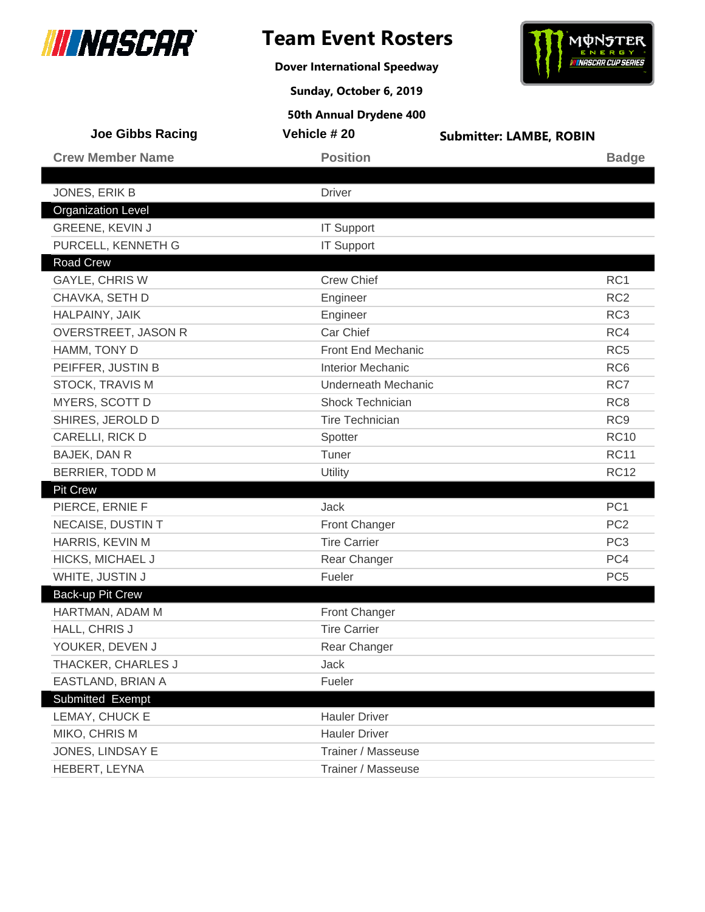# Team Event Rosters

**Dover International Speedway**

**Sunday, October 6, 2019**

**50th Annual Drydene 400**

**Joe Gibbs Racing** | **Vehicle # 20** | **Submitter: LAMBE, ROBIN**

| Crew Member Name | Position | Badge |
|---|---|---|
| | | |
| JONES, ERIK B | Driver | |
| **Organization Level** | | |
| GREENE, KEVIN J | IT Support | |
| PURCELL, KENNETH G | IT Support | |
| **Road Crew** | | |
| GAYLE, CHRIS W | Crew Chief | RC1 |
| CHAVKA, SETH D | Engineer | RC2 |
| HALPAINY, JAIK | Engineer | RC3 |
| OVERSTREET, JASON R | Car Chief | RC4 |
| HAMM, TONY D | Front End Mechanic | RC5 |
| PEIFFER, JUSTIN B | Interior Mechanic | RC6 |
| STOCK, TRAVIS M | Underneath Mechanic | RC7 |
| MYERS, SCOTT D | Shock Technician | RC8 |
| SHIRES, JEROLD D | Tire Technician | RC9 |
| CARELLI, RICK D | Spotter | RC10 |
| BAJEK, DAN R | Tuner | RC11 |
| BERRIER, TODD M | Utility | RC12 |
| **Pit Crew** | | |
| PIERCE, ERNIE F | Jack | PC1 |
| NECAISE, DUSTIN T | Front Changer | PC2 |
| HARRIS, KEVIN M | Tire Carrier | PC3 |
| HICKS, MICHAEL J | Rear Changer | PC4 |
| WHITE, JUSTIN J | Fueler | PC5 |
| **Back-up Pit Crew** | | |
| HARTMAN, ADAM M | Front Changer | |
| HALL, CHRIS J | Tire Carrier | |
| YOUKER, DEVEN J | Rear Changer | |
| THACKER, CHARLES J | Jack | |
| EASTLAND, BRIAN A | Fueler | |
| **Submitted Exempt** | | |
| LEMAY, CHUCK E | Hauler Driver | |
| MIKO, CHRIS M | Hauler Driver | |
| JONES, LINDSAY E | Trainer / Masseuse | |
| HEBERT, LEYNA | Trainer / Masseuse | |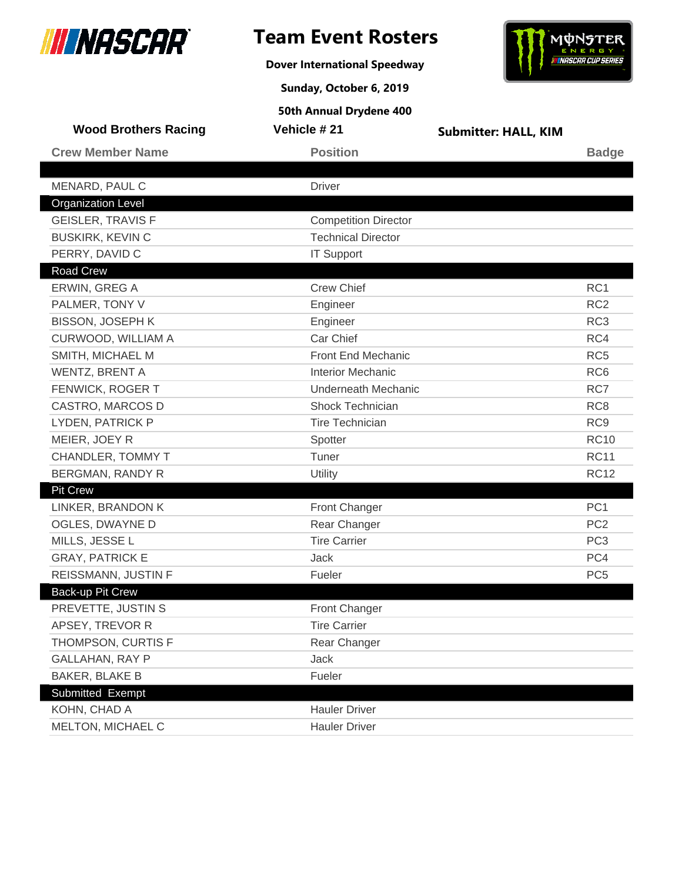# Team Event Rosters

**Dover International Speedway**

**Sunday, October 6, 2019**

**50th Annual Drydene 400**

**Wood Brothers Racing** | **Vehicle # 21** | **Submitter: HALL, KIM**

| Crew Member Name | Position | Badge |
|---|---|---|
| | | |
| MENARD, PAUL C | Driver | |
| **Organization Level** | | |
| GEISLER, TRAVIS F | Competition Director | |
| BUSKIRK, KEVIN C | Technical Director | |
| PERRY, DAVID C | IT Support | |
| **Road Crew** | | |
| ERWIN, GREG A | Crew Chief | RC1 |
| PALMER, TONY V | Engineer | RC2 |
| BISSON, JOSEPH K | Engineer | RC3 |
| CURWOOD, WILLIAM A | Car Chief | RC4 |
| SMITH, MICHAEL M | Front End Mechanic | RC5 |
| WENTZ, BRENT A | Interior Mechanic | RC6 |
| FENWICK, ROGER T | Underneath Mechanic | RC7 |
| CASTRO, MARCOS D | Shock Technician | RC8 |
| LYDEN, PATRICK P | Tire Technician | RC9 |
| MEIER, JOEY R | Spotter | RC10 |
| CHANDLER, TOMMY T | Tuner | RC11 |
| BERGMAN, RANDY R | Utility | RC12 |
| **Pit Crew** | | |
| LINKER, BRANDON K | Front Changer | PC1 |
| OGLES, DWAYNE D | Rear Changer | PC2 |
| MILLS, JESSE L | Tire Carrier | PC3 |
| GRAY, PATRICK E | Jack | PC4 |
| REISSMANN, JUSTIN F | Fueler | PC5 |
| **Back-up Pit Crew** | | |
| PREVETTE, JUSTIN S | Front Changer | |
| APSEY, TREVOR R | Tire Carrier | |
| THOMPSON, CURTIS F | Rear Changer | |
| GALLAHAN, RAY P | Jack | |
| BAKER, BLAKE B | Fueler | |
| **Submitted Exempt** | | |
| KOHN, CHAD A | Hauler Driver | |
| MELTON, MICHAEL C | Hauler Driver | |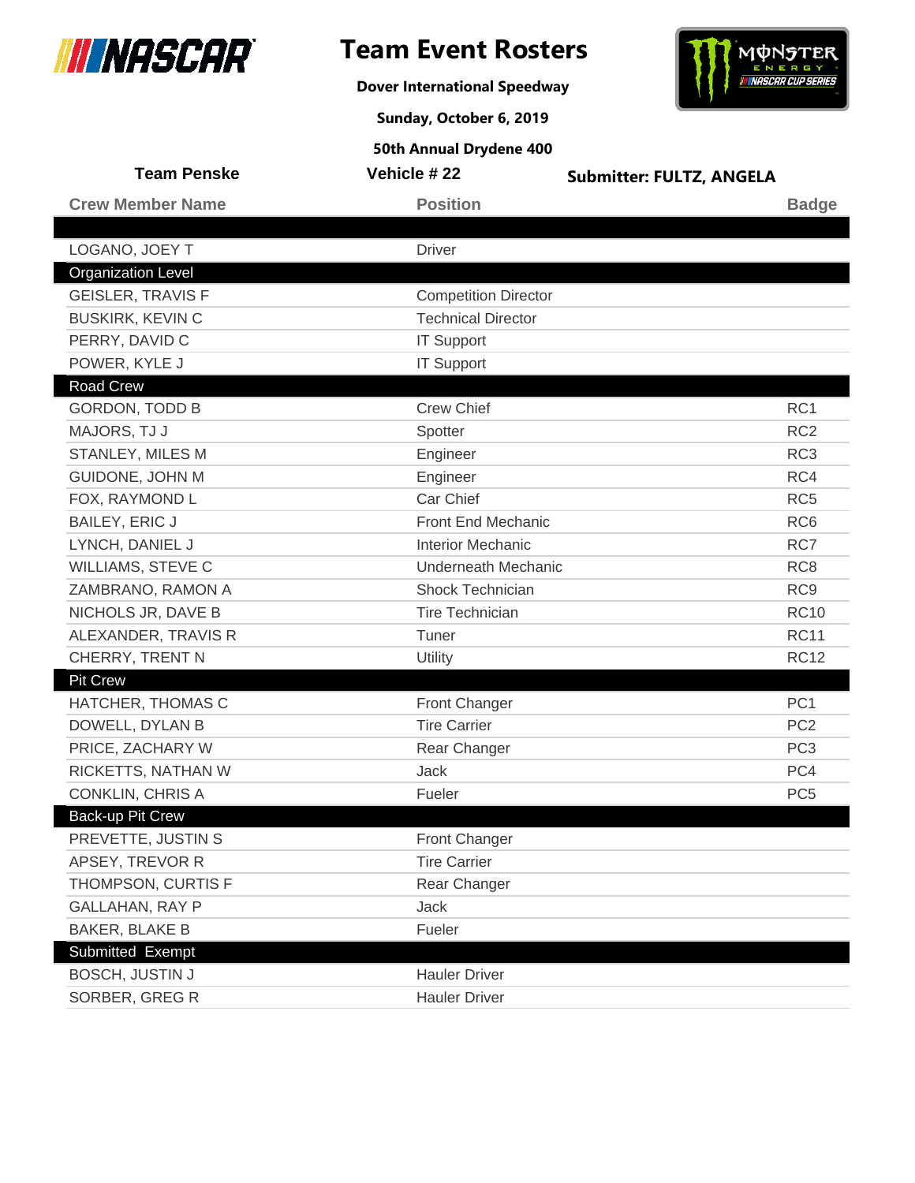# Team Event Rosters

**Dover International Speedway**

**Sunday, October 6, 2019**

**50th Annual Drydene 400**

**Team Penske** | **Vehicle # 22** | **Submitter: FULTZ, ANGELA**

| Crew Member Name | Position | Badge |
|---|---|---|
| LOGANO, JOEY T | Driver | |
| **Organization Level** | | |
| GEISLER, TRAVIS F | Competition Director | |
| BUSKIRK, KEVIN C | Technical Director | |
| PERRY, DAVID C | IT Support | |
| POWER, KYLE J | IT Support | |
| **Road Crew** | | |
| GORDON, TODD B | Crew Chief | RC1 |
| MAJORS, TJ J | Spotter | RC2 |
| STANLEY, MILES M | Engineer | RC3 |
| GUIDONE, JOHN M | Engineer | RC4 |
| FOX, RAYMOND L | Car Chief | RC5 |
| BAILEY, ERIC J | Front End Mechanic | RC6 |
| LYNCH, DANIEL J | Interior Mechanic | RC7 |
| WILLIAMS, STEVE C | Underneath Mechanic | RC8 |
| ZAMBRANO, RAMON A | Shock Technician | RC9 |
| NICHOLS JR, DAVE B | Tire Technician | RC10 |
| ALEXANDER, TRAVIS R | Tuner | RC11 |
| CHERRY, TRENT N | Utility | RC12 |
| **Pit Crew** | | |
| HATCHER, THOMAS C | Front Changer | PC1 |
| DOWELL, DYLAN B | Tire Carrier | PC2 |
| PRICE, ZACHARY W | Rear Changer | PC3 |
| RICKETTS, NATHAN W | Jack | PC4 |
| CONKLIN, CHRIS A | Fueler | PC5 |
| **Back-up Pit Crew** | | |
| PREVETTE, JUSTIN S | Front Changer | |
| APSEY, TREVOR R | Tire Carrier | |
| THOMPSON, CURTIS F | Rear Changer | |
| GALLAHAN, RAY P | Jack | |
| BAKER, BLAKE B | Fueler | |
| **Submitted Exempt** | | |
| BOSCH, JUSTIN J | Hauler Driver | |
| SORBER, GREG R | Hauler Driver | |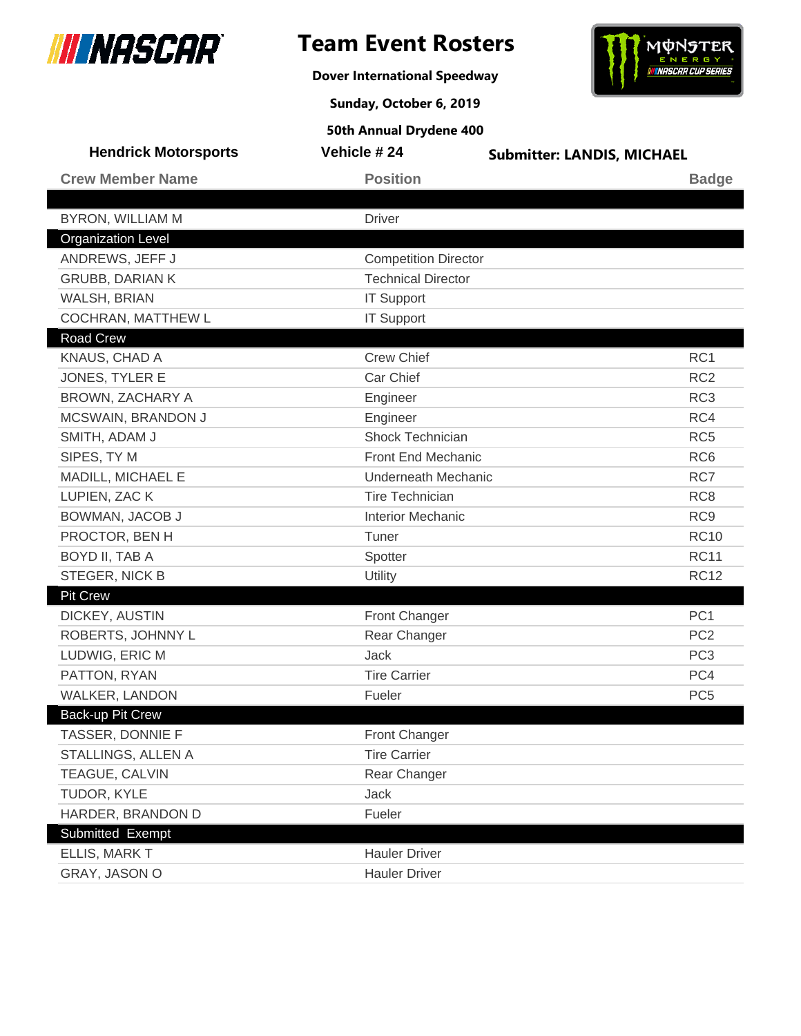# Team Event Rosters

**Dover International Speedway**

**Sunday, October 6, 2019**

**50th Annual Drydene 400**

**Hendrick Motorsports** | **Vehicle # 24** | **Submitter: LANDIS, MICHAEL**

| Crew Member Name | Position | Badge |
|---|---|---|
| | | |
| BYRON, WILLIAM M | Driver | |
| **Organization Level** | | |
| ANDREWS, JEFF J | Competition Director | |
| GRUBB, DARIAN K | Technical Director | |
| WALSH, BRIAN | IT Support | |
| COCHRAN, MATTHEW L | IT Support | |
| **Road Crew** | | |
| KNAUS, CHAD A | Crew Chief | RC1 |
| JONES, TYLER E | Car Chief | RC2 |
| BROWN, ZACHARY A | Engineer | RC3 |
| MCSWAIN, BRANDON J | Engineer | RC4 |
| SMITH, ADAM J | Shock Technician | RC5 |
| SIPES, TY M | Front End Mechanic | RC6 |
| MADILL, MICHAEL E | Underneath Mechanic | RC7 |
| LUPIEN, ZAC K | Tire Technician | RC8 |
| BOWMAN, JACOB J | Interior Mechanic | RC9 |
| PROCTOR, BEN H | Tuner | RC10 |
| BOYD II, TAB A | Spotter | RC11 |
| STEGER, NICK B | Utility | RC12 |
| **Pit Crew** | | |
| DICKEY, AUSTIN | Front Changer | PC1 |
| ROBERTS, JOHNNY L | Rear Changer | PC2 |
| LUDWIG, ERIC M | Jack | PC3 |
| PATTON, RYAN | Tire Carrier | PC4 |
| WALKER, LANDON | Fueler | PC5 |
| **Back-up Pit Crew** | | |
| TASSER, DONNIE F | Front Changer | |
| STALLINGS, ALLEN A | Tire Carrier | |
| TEAGUE, CALVIN | Rear Changer | |
| TUDOR, KYLE | Jack | |
| HARDER, BRANDON D | Fueler | |
| **Submitted Exempt** | | |
| ELLIS, MARK T | Hauler Driver | |
| GRAY, JASON O | Hauler Driver | |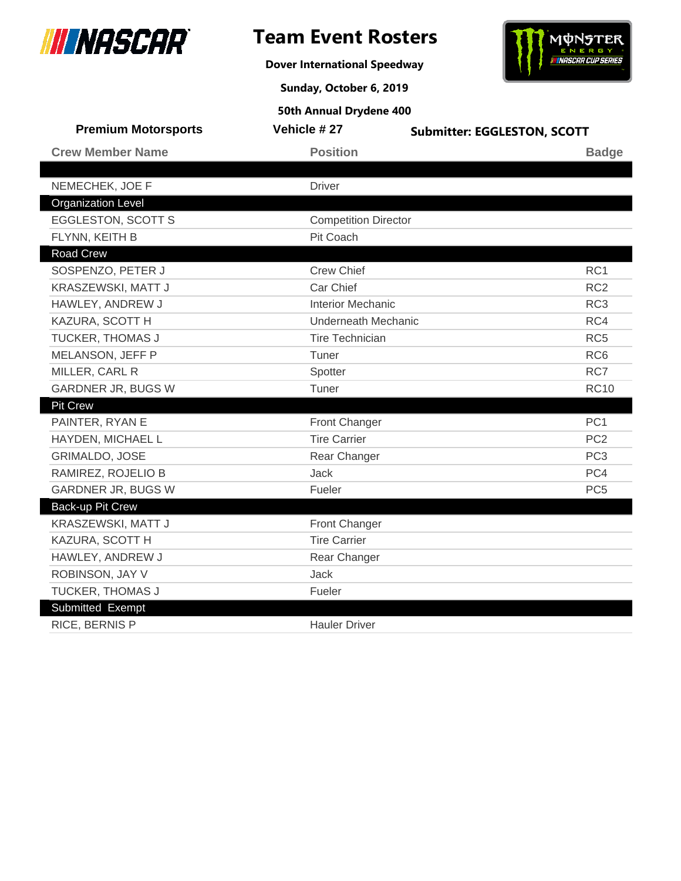# Team Event Rosters

**Dover International Speedway**

**Sunday, October 6, 2019**

**50th Annual Drydene 400**

**Premium Motorsports** | **Vehicle # 27** | **Submitter: EGGLESTON, SCOTT**

| Crew Member Name | Position | Badge |
|---|---|---|
| NEMECHEK, JOE F | Driver | |
| **Organization Level** | | |
| EGGLESTON, SCOTT S | Competition Director | |
| FLYNN, KEITH B | Pit Coach | |
| **Road Crew** | | |
| SOSPENZO, PETER J | Crew Chief | RC1 |
| KRASZEWSKI, MATT J | Car Chief | RC2 |
| HAWLEY, ANDREW J | Interior Mechanic | RC3 |
| KAZURA, SCOTT H | Underneath Mechanic | RC4 |
| TUCKER, THOMAS J | Tire Technician | RC5 |
| MELANSON, JEFF P | Tuner | RC6 |
| MILLER, CARL R | Spotter | RC7 |
| GARDNER JR, BUGS W | Tuner | RC10 |
| **Pit Crew** | | |
| PAINTER, RYAN E | Front Changer | PC1 |
| HAYDEN, MICHAEL L | Tire Carrier | PC2 |
| GRIMALDO, JOSE | Rear Changer | PC3 |
| RAMIREZ, ROJELIO B | Jack | PC4 |
| GARDNER JR, BUGS W | Fueler | PC5 |
| **Back-up Pit Crew** | | |
| KRASZEWSKI, MATT J | Front Changer | |
| KAZURA, SCOTT H | Tire Carrier | |
| HAWLEY, ANDREW J | Rear Changer | |
| ROBINSON, JAY V | Jack | |
| TUCKER, THOMAS J | Fueler | |
| **Submitted Exempt** | | |
| RICE, BERNIS P | Hauler Driver | |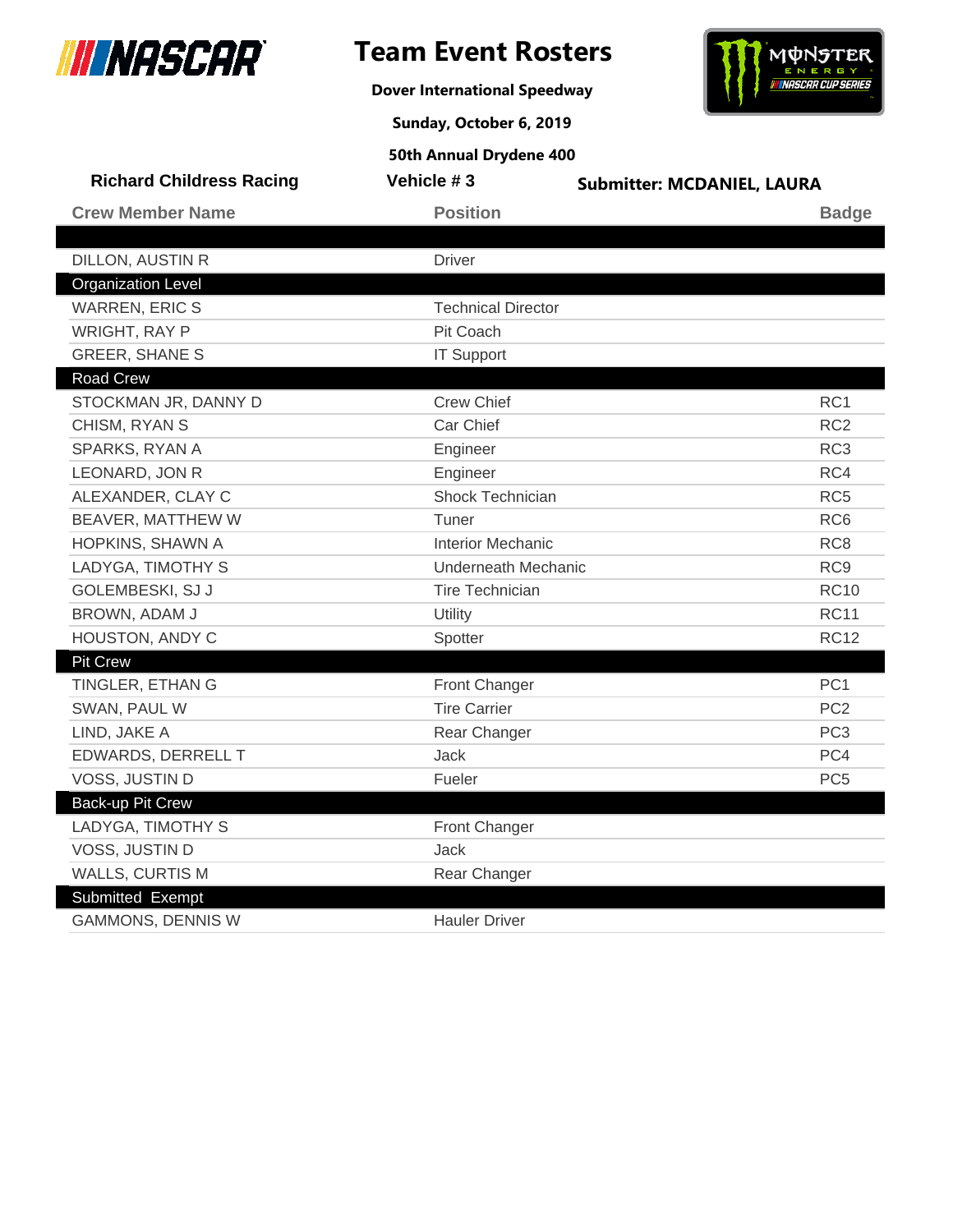# Team Event Rosters

**Dover International Speedway**

**Sunday, October 6, 2019**

**50th Annual Drydene 400**

**Richard Childress Racing** | **Vehicle # 3** | **Submitter: MCDANIEL, LAURA**

| Crew Member Name | Position | Badge |
|---|---|---|
| DILLON, AUSTIN R | Driver | |
| **Organization Level** | | |
| WARREN, ERIC S | Technical Director | |
| WRIGHT, RAY P | Pit Coach | |
| GREER, SHANE S | IT Support | |
| **Road Crew** | | |
| STOCKMAN JR, DANNY D | Crew Chief | RC1 |
| CHISM, RYAN S | Car Chief | RC2 |
| SPARKS, RYAN A | Engineer | RC3 |
| LEONARD, JON R | Engineer | RC4 |
| ALEXANDER, CLAY C | Shock Technician | RC5 |
| BEAVER, MATTHEW W | Tuner | RC6 |
| HOPKINS, SHAWN A | Interior Mechanic | RC8 |
| LADYGA, TIMOTHY S | Underneath Mechanic | RC9 |
| GOLEMBESKI, SJ J | Tire Technician | RC10 |
| BROWN, ADAM J | Utility | RC11 |
| HOUSTON, ANDY C | Spotter | RC12 |
| **Pit Crew** | | |
| TINGLER, ETHAN G | Front Changer | PC1 |
| SWAN, PAUL W | Tire Carrier | PC2 |
| LIND, JAKE A | Rear Changer | PC3 |
| EDWARDS, DERRELL T | Jack | PC4 |
| VOSS, JUSTIN D | Fueler | PC5 |
| **Back-up Pit Crew** | | |
| LADYGA, TIMOTHY S | Front Changer | |
| VOSS, JUSTIN D | Jack | |
| WALLS, CURTIS M | Rear Changer | |
| **Submitted Exempt** | | |
| GAMMONS, DENNIS W | Hauler Driver | |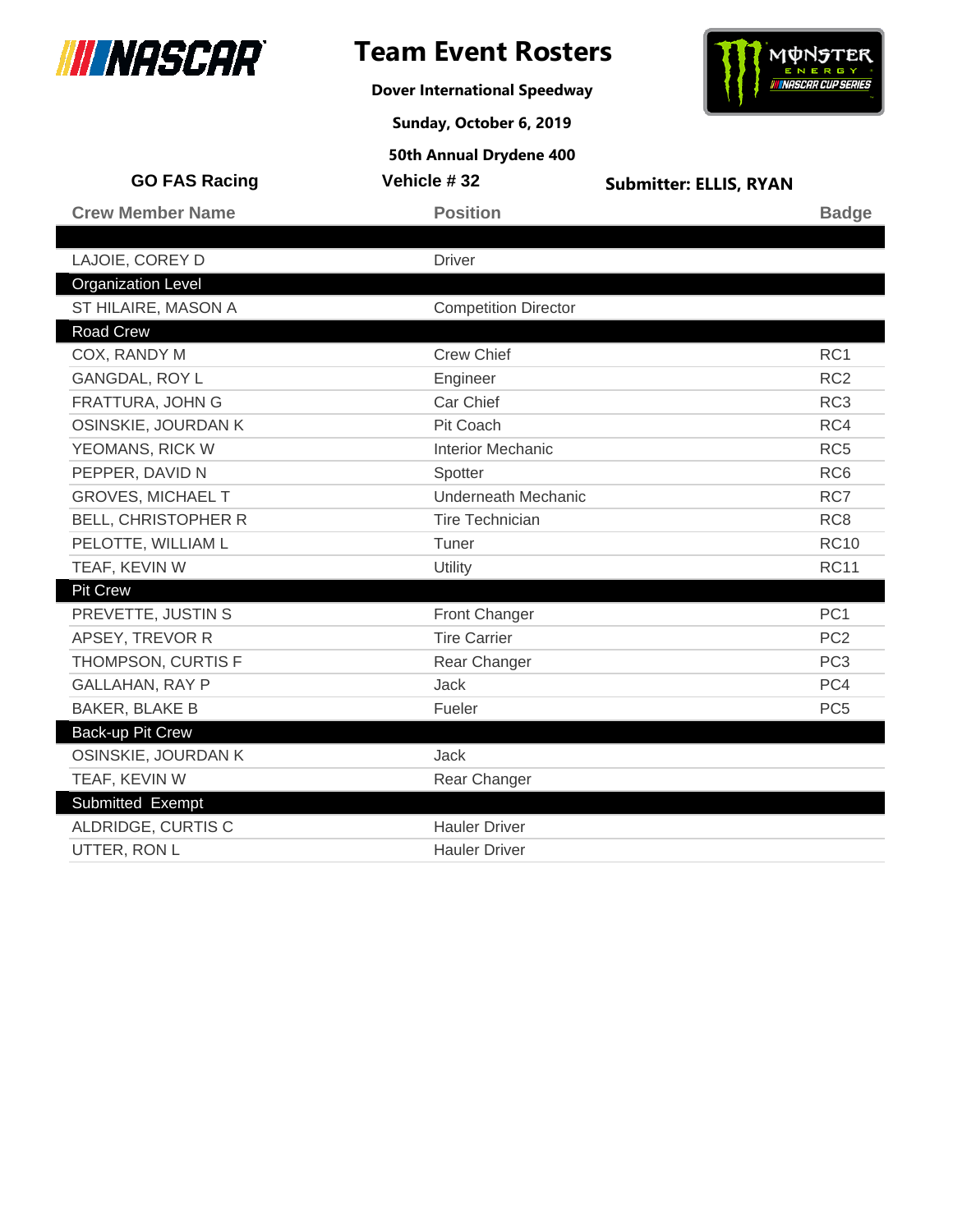# Team Event Rosters

**Dover International Speedway**

**Sunday, October 6, 2019**

**50th Annual Drydene 400**

**GO FAS Racing** | **Vehicle # 32** | **Submitter: ELLIS, RYAN**

| Crew Member Name | Position | Badge |
|---|---|---|
| | | |
| LAJOIE, COREY D | Driver | |
| **Organization Level** | | |
| ST HILAIRE, MASON A | Competition Director | |
| **Road Crew** | | |
| COX, RANDY M | Crew Chief | RC1 |
| GANGDAL, ROY L | Engineer | RC2 |
| FRATTURA, JOHN G | Car Chief | RC3 |
| OSINSKIE, JOURDAN K | Pit Coach | RC4 |
| YEOMANS, RICK W | Interior Mechanic | RC5 |
| PEPPER, DAVID N | Spotter | RC6 |
| GROVES, MICHAEL T | Underneath Mechanic | RC7 |
| BELL, CHRISTOPHER R | Tire Technician | RC8 |
| PELOTTE, WILLIAM L | Tuner | RC10 |
| TEAF, KEVIN W | Utility | RC11 |
| **Pit Crew** | | |
| PREVETTE, JUSTIN S | Front Changer | PC1 |
| APSEY, TREVOR R | Tire Carrier | PC2 |
| THOMPSON, CURTIS F | Rear Changer | PC3 |
| GALLAHAN, RAY P | Jack | PC4 |
| BAKER, BLAKE B | Fueler | PC5 |
| **Back-up Pit Crew** | | |
| OSINSKIE, JOURDAN K | Jack | |
| TEAF, KEVIN W | Rear Changer | |
| **Submitted Exempt** | | |
| ALDRIDGE, CURTIS C | Hauler Driver | |
| UTTER, RON L | Hauler Driver | |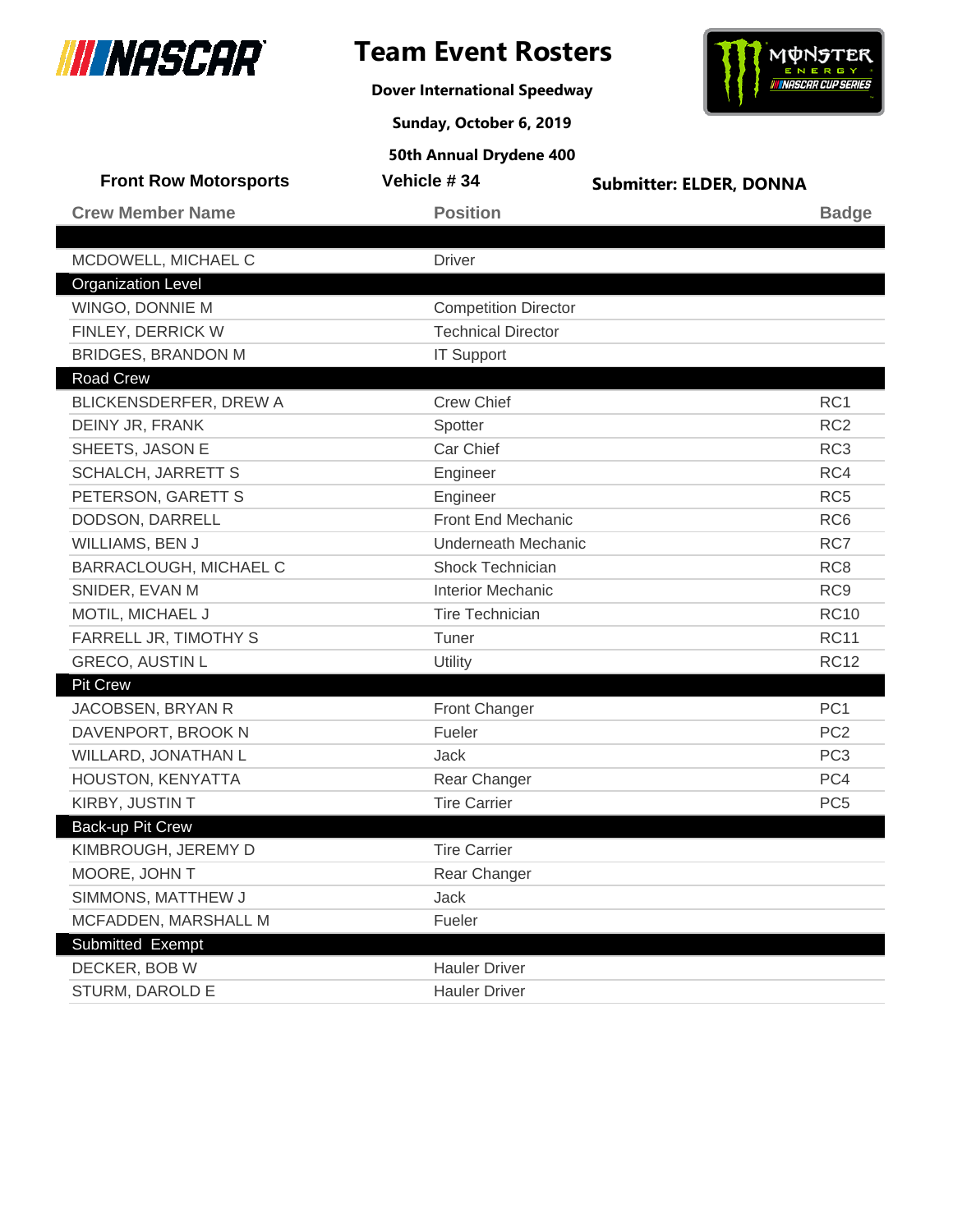# Team Event Rosters

**Dover International Speedway**

**Sunday, October 6, 2019**

**50th Annual Drydene 400**

**Front Row Motorsports** | **Vehicle # 34** | **Submitter: ELDER, DONNA**

| Crew Member Name | Position | Badge |
|---|---|---|
| | | |
| MCDOWELL, MICHAEL C | Driver | |
| **Organization Level** | | |
| WINGO, DONNIE M | Competition Director | |
| FINLEY, DERRICK W | Technical Director | |
| BRIDGES, BRANDON M | IT Support | |
| **Road Crew** | | |
| BLICKENSDERFER, DREW A | Crew Chief | RC1 |
| DEINY JR, FRANK | Spotter | RC2 |
| SHEETS, JASON E | Car Chief | RC3 |
| SCHALCH, JARRETT S | Engineer | RC4 |
| PETERSON, GARETT S | Engineer | RC5 |
| DODSON, DARRELL | Front End Mechanic | RC6 |
| WILLIAMS, BEN J | Underneath Mechanic | RC7 |
| BARRACLOUGH, MICHAEL C | Shock Technician | RC8 |
| SNIDER, EVAN M | Interior Mechanic | RC9 |
| MOTIL, MICHAEL J | Tire Technician | RC10 |
| FARRELL JR, TIMOTHY S | Tuner | RC11 |
| GRECO, AUSTIN L | Utility | RC12 |
| **Pit Crew** | | |
| JACOBSEN, BRYAN R | Front Changer | PC1 |
| DAVENPORT, BROOK N | Fueler | PC2 |
| WILLARD, JONATHAN L | Jack | PC3 |
| HOUSTON, KENYATTA | Rear Changer | PC4 |
| KIRBY, JUSTIN T | Tire Carrier | PC5 |
| **Back-up Pit Crew** | | |
| KIMBROUGH, JEREMY D | Tire Carrier | |
| MOORE, JOHN T | Rear Changer | |
| SIMMONS, MATTHEW J | Jack | |
| MCFADDEN, MARSHALL M | Fueler | |
| **Submitted Exempt** | | |
| DECKER, BOB W | Hauler Driver | |
| STURM, DAROLD E | Hauler Driver | |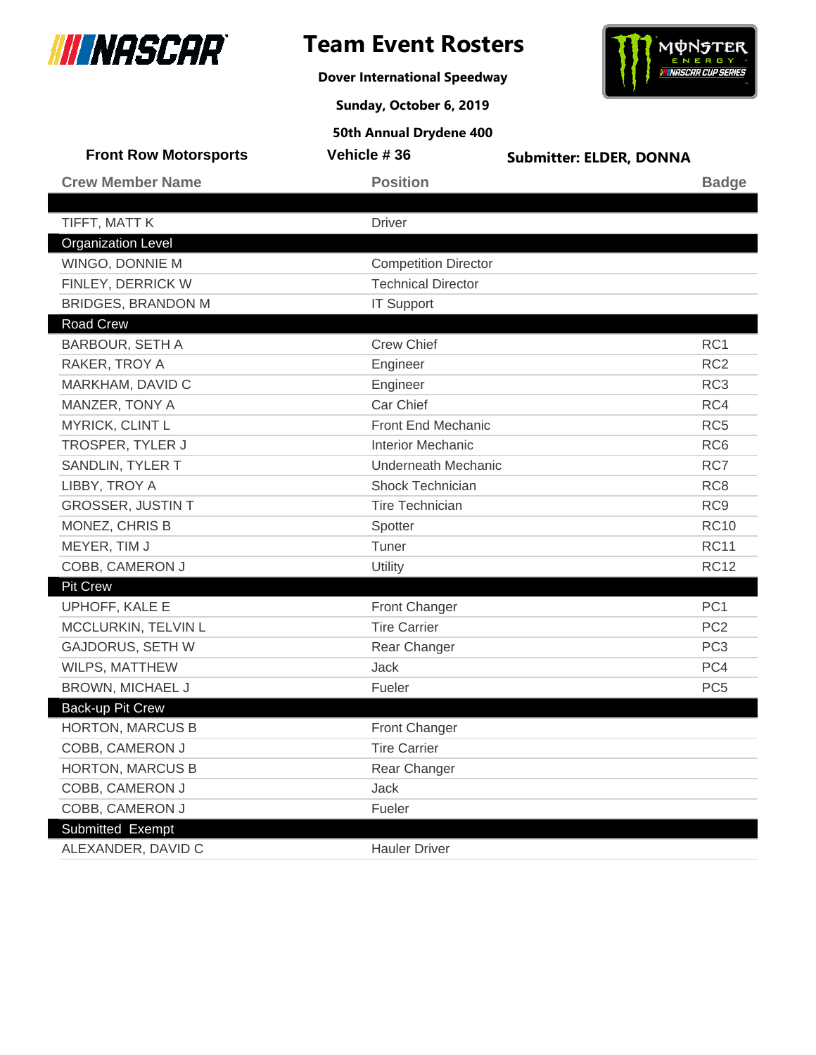# Team Event Rosters

**Dover International Speedway**

**Sunday, October 6, 2019**

**50th Annual Drydene 400**

**Front Row Motorsports** | **Vehicle # 36** | **Submitter: ELDER, DONNA**

| Crew Member Name | Position | Badge |
|---|---|---|
| | | |
| TIFFT, MATT K | Driver | |
| **Organization Level** | | |
| WINGO, DONNIE M | Competition Director | |
| FINLEY, DERRICK W | Technical Director | |
| BRIDGES, BRANDON M | IT Support | |
| **Road Crew** | | |
| BARBOUR, SETH A | Crew Chief | RC1 |
| RAKER, TROY A | Engineer | RC2 |
| MARKHAM, DAVID C | Engineer | RC3 |
| MANZER, TONY A | Car Chief | RC4 |
| MYRICK, CLINT L | Front End Mechanic | RC5 |
| TROSPER, TYLER J | Interior Mechanic | RC6 |
| SANDLIN, TYLER T | Underneath Mechanic | RC7 |
| LIBBY, TROY A | Shock Technician | RC8 |
| GROSSER, JUSTIN T | Tire Technician | RC9 |
| MONEZ, CHRIS B | Spotter | RC10 |
| MEYER, TIM J | Tuner | RC11 |
| COBB, CAMERON J | Utility | RC12 |
| **Pit Crew** | | |
| UPHOFF, KALE E | Front Changer | PC1 |
| MCCLURKIN, TELVIN L | Tire Carrier | PC2 |
| GAJDORUS, SETH W | Rear Changer | PC3 |
| WILPS, MATTHEW | Jack | PC4 |
| BROWN, MICHAEL J | Fueler | PC5 |
| **Back-up Pit Crew** | | |
| HORTON, MARCUS B | Front Changer | |
| COBB, CAMERON J | Tire Carrier | |
| HORTON, MARCUS B | Rear Changer | |
| COBB, CAMERON J | Jack | |
| COBB, CAMERON J | Fueler | |
| **Submitted Exempt** | | |
| ALEXANDER, DAVID C | Hauler Driver | |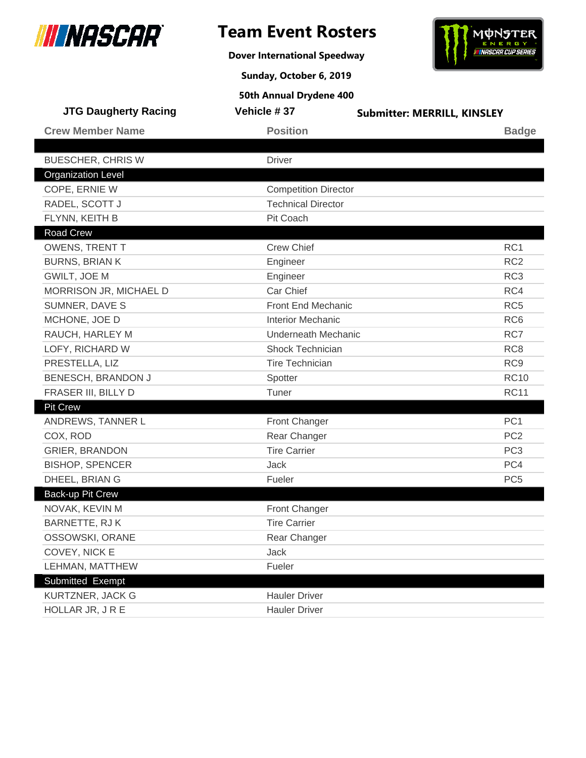# Team Event Rosters

**Dover International Speedway**

**Sunday, October 6, 2019**

**50th Annual Drydene 400**

**JTG Daugherty Racing** | **Vehicle # 37** | **Submitter: MERRILL, KINSLEY**

| Crew Member Name | Position | Badge |
|---|---|---|
| BUESCHER, CHRIS W | Driver | |
| **Organization Level** | | |
| COPE, ERNIE W | Competition Director | |
| RADEL, SCOTT J | Technical Director | |
| FLYNN, KEITH B | Pit Coach | |
| **Road Crew** | | |
| OWENS, TRENT T | Crew Chief | RC1 |
| BURNS, BRIAN K | Engineer | RC2 |
| GWILT, JOE M | Engineer | RC3 |
| MORRISON JR, MICHAEL D | Car Chief | RC4 |
| SUMNER, DAVE S | Front End Mechanic | RC5 |
| MCHONE, JOE D | Interior Mechanic | RC6 |
| RAUCH, HARLEY M | Underneath Mechanic | RC7 |
| LOFY, RICHARD W | Shock Technician | RC8 |
| PRESTELLA, LIZ | Tire Technician | RC9 |
| BENESCH, BRANDON J | Spotter | RC10 |
| FRASER III, BILLY D | Tuner | RC11 |
| **Pit Crew** | | |
| ANDREWS, TANNER L | Front Changer | PC1 |
| COX, ROD | Rear Changer | PC2 |
| GRIER, BRANDON | Tire Carrier | PC3 |
| BISHOP, SPENCER | Jack | PC4 |
| DHEEL, BRIAN G | Fueler | PC5 |
| **Back-up Pit Crew** | | |
| NOVAK, KEVIN M | Front Changer | |
| BARNETTE, RJ K | Tire Carrier | |
| OSSOWSKI, ORANE | Rear Changer | |
| COVEY, NICK E | Jack | |
| LEHMAN, MATTHEW | Fueler | |
| **Submitted Exempt** | | |
| KURTZNER, JACK G | Hauler Driver | |
| HOLLAR JR, J R E | Hauler Driver | |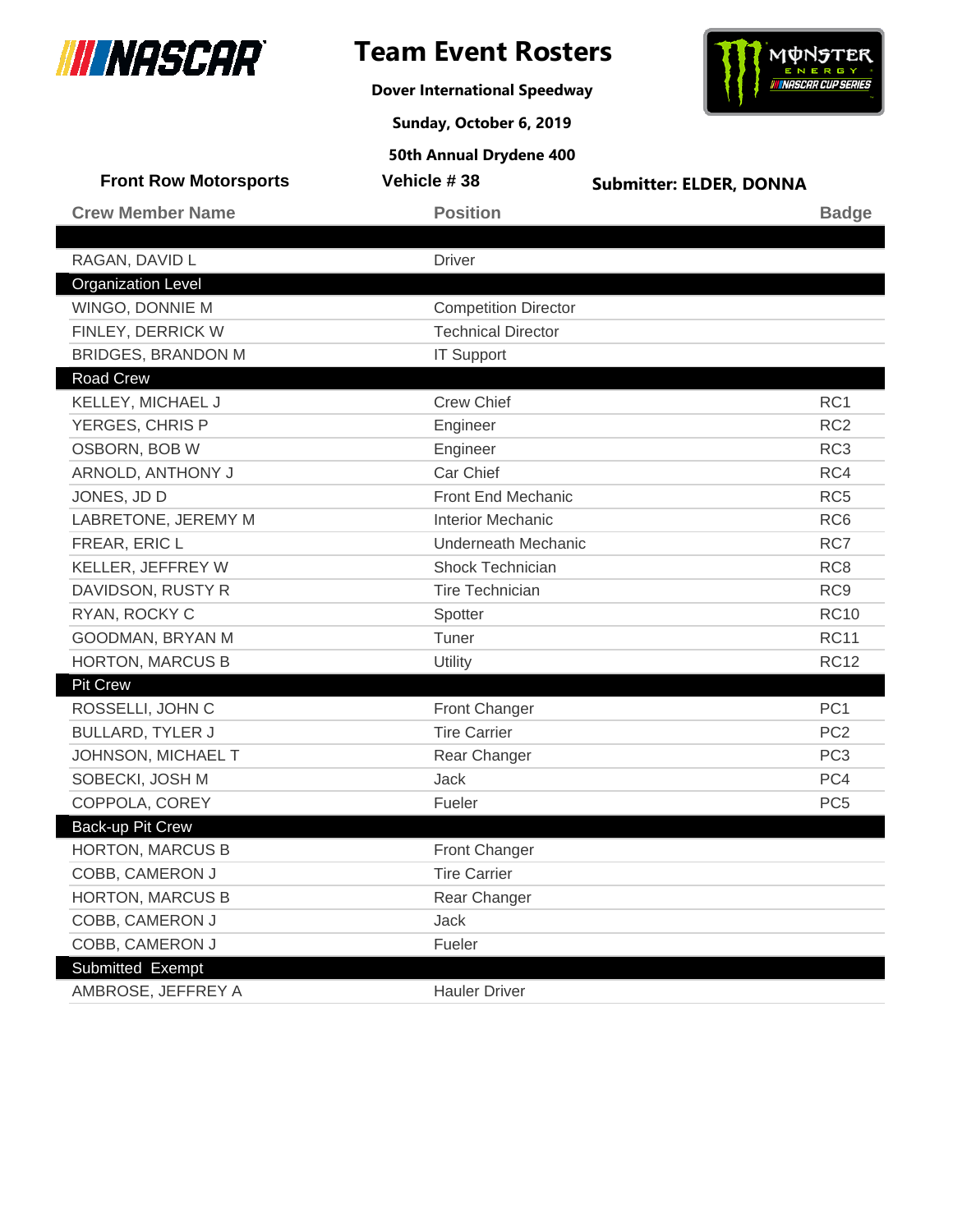# Team Event Rosters

**Dover International Speedway**

**Sunday, October 6, 2019**

**50th Annual Drydene 400**

**Front Row Motorsports** | **Vehicle # 38** | **Submitter: ELDER, DONNA**

| Crew Member Name | Position | Badge |
|---|---|---|
| RAGAN, DAVID L | Driver | |
| **Organization Level** | | |
| WINGO, DONNIE M | Competition Director | |
| FINLEY, DERRICK W | Technical Director | |
| BRIDGES, BRANDON M | IT Support | |
| **Road Crew** | | |
| KELLEY, MICHAEL J | Crew Chief | RC1 |
| YERGES, CHRIS P | Engineer | RC2 |
| OSBORN, BOB W | Engineer | RC3 |
| ARNOLD, ANTHONY J | Car Chief | RC4 |
| JONES, JD D | Front End Mechanic | RC5 |
| LABRETONE, JEREMY M | Interior Mechanic | RC6 |
| FREAR, ERIC L | Underneath Mechanic | RC7 |
| KELLER, JEFFREY W | Shock Technician | RC8 |
| DAVIDSON, RUSTY R | Tire Technician | RC9 |
| RYAN, ROCKY C | Spotter | RC10 |
| GOODMAN, BRYAN M | Tuner | RC11 |
| HORTON, MARCUS B | Utility | RC12 |
| **Pit Crew** | | |
| ROSSELLI, JOHN C | Front Changer | PC1 |
| BULLARD, TYLER J | Tire Carrier | PC2 |
| JOHNSON, MICHAEL T | Rear Changer | PC3 |
| SOBECKI, JOSH M | Jack | PC4 |
| COPPOLA, COREY | Fueler | PC5 |
| **Back-up Pit Crew** | | |
| HORTON, MARCUS B | Front Changer | |
| COBB, CAMERON J | Tire Carrier | |
| HORTON, MARCUS B | Rear Changer | |
| COBB, CAMERON J | Jack | |
| COBB, CAMERON J | Fueler | |
| **Submitted Exempt** | | |
| AMBROSE, JEFFREY A | Hauler Driver | |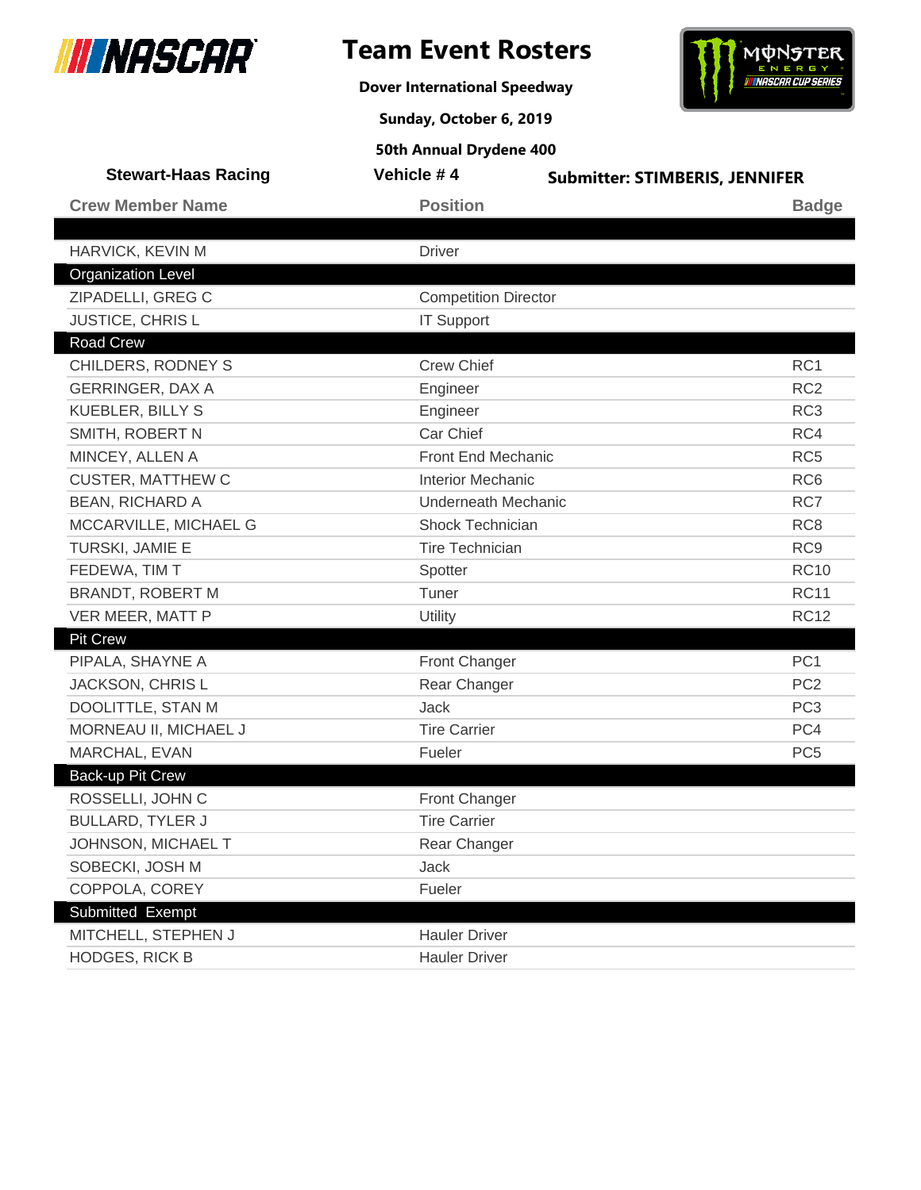# Team Event Rosters

**Dover International Speedway**

**Sunday, October 6, 2019**

**50th Annual Drydene 400**

**Stewart-Haas Racing** | **Vehicle # 4** | **Submitter: STIMBERIS, JENNIFER**

| Crew Member Name | Position | Badge |
|---|---|---|
| | | |
| HARVICK, KEVIN M | Driver | |
| **Organization Level** | | |
| ZIPADELLI, GREG C | Competition Director | |
| JUSTICE, CHRIS L | IT Support | |
| **Road Crew** | | |
| CHILDERS, RODNEY S | Crew Chief | RC1 |
| GERRINGER, DAX A | Engineer | RC2 |
| KUEBLER, BILLY S | Engineer | RC3 |
| SMITH, ROBERT N | Car Chief | RC4 |
| MINCEY, ALLEN A | Front End Mechanic | RC5 |
| CUSTER, MATTHEW C | Interior Mechanic | RC6 |
| BEAN, RICHARD A | Underneath Mechanic | RC7 |
| MCCARVILLE, MICHAEL G | Shock Technician | RC8 |
| TURSKI, JAMIE E | Tire Technician | RC9 |
| FEDEWA, TIM T | Spotter | RC10 |
| BRANDT, ROBERT M | Tuner | RC11 |
| VER MEER, MATT P | Utility | RC12 |
| **Pit Crew** | | |
| PIPALA, SHAYNE A | Front Changer | PC1 |
| JACKSON, CHRIS L | Rear Changer | PC2 |
| DOOLITTLE, STAN M | Jack | PC3 |
| MORNEAU II, MICHAEL J | Tire Carrier | PC4 |
| MARCHAL, EVAN | Fueler | PC5 |
| **Back-up Pit Crew** | | |
| ROSSELLI, JOHN C | Front Changer | |
| BULLARD, TYLER J | Tire Carrier | |
| JOHNSON, MICHAEL T | Rear Changer | |
| SOBECKI, JOSH M | Jack | |
| COPPOLA, COREY | Fueler | |
| **Submitted Exempt** | | |
| MITCHELL, STEPHEN J | Hauler Driver | |
| HODGES, RICK B | Hauler Driver | |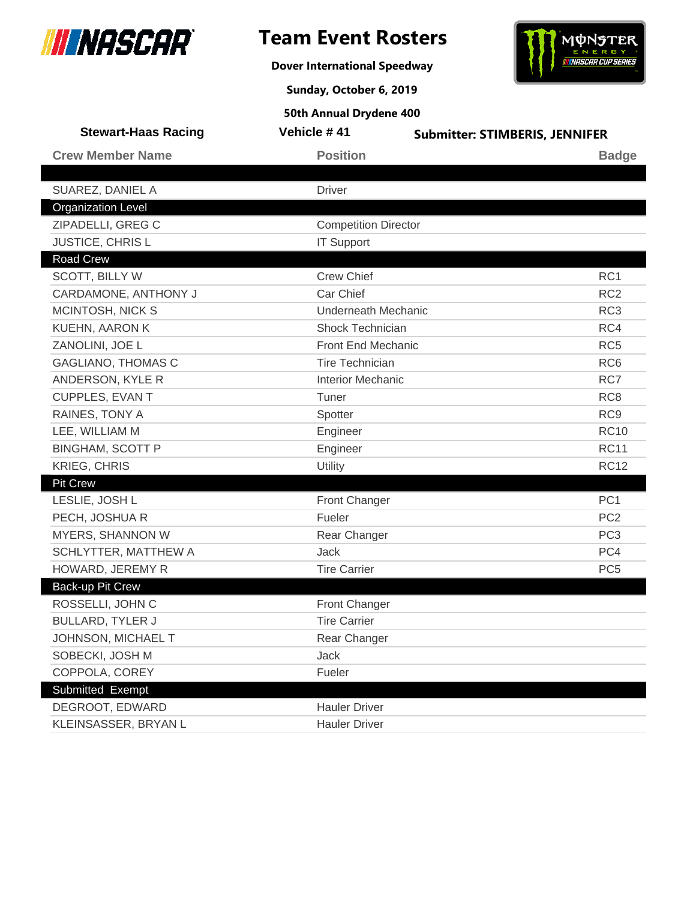# Team Event Rosters

**Dover International Speedway**

**Sunday, October 6, 2019**

**50th Annual Drydene 400**

**Stewart-Haas Racing** | **Vehicle # 41** | **Submitter: STIMBERIS, JENNIFER**

| Crew Member Name | Position | Badge |
|---|---|---|
| SUAREZ, DANIEL A | Driver | |
| **Organization Level** | | |
| ZIPADELLI, GREG C | Competition Director | |
| JUSTICE, CHRIS L | IT Support | |
| **Road Crew** | | |
| SCOTT, BILLY W | Crew Chief | RC1 |
| CARDAMONE, ANTHONY J | Car Chief | RC2 |
| MCINTOSH, NICK S | Underneath Mechanic | RC3 |
| KUEHN, AARON K | Shock Technician | RC4 |
| ZANOLINI, JOE L | Front End Mechanic | RC5 |
| GAGLIANO, THOMAS C | Tire Technician | RC6 |
| ANDERSON, KYLE R | Interior Mechanic | RC7 |
| CUPPLES, EVAN T | Tuner | RC8 |
| RAINES, TONY A | Spotter | RC9 |
| LEE, WILLIAM M | Engineer | RC10 |
| BINGHAM, SCOTT P | Engineer | RC11 |
| KRIEG, CHRIS | Utility | RC12 |
| **Pit Crew** | | |
| LESLIE, JOSH L | Front Changer | PC1 |
| PECH, JOSHUA R | Fueler | PC2 |
| MYERS, SHANNON W | Rear Changer | PC3 |
| SCHLYTTER, MATTHEW A | Jack | PC4 |
| HOWARD, JEREMY R | Tire Carrier | PC5 |
| **Back-up Pit Crew** | | |
| ROSSELLI, JOHN C | Front Changer | |
| BULLARD, TYLER J | Tire Carrier | |
| JOHNSON, MICHAEL T | Rear Changer | |
| SOBECKI, JOSH M | Jack | |
| COPPOLA, COREY | Fueler | |
| **Submitted Exempt** | | |
| DEGROOT, EDWARD | Hauler Driver | |
| KLEINSASSER, BRYAN L | Hauler Driver | |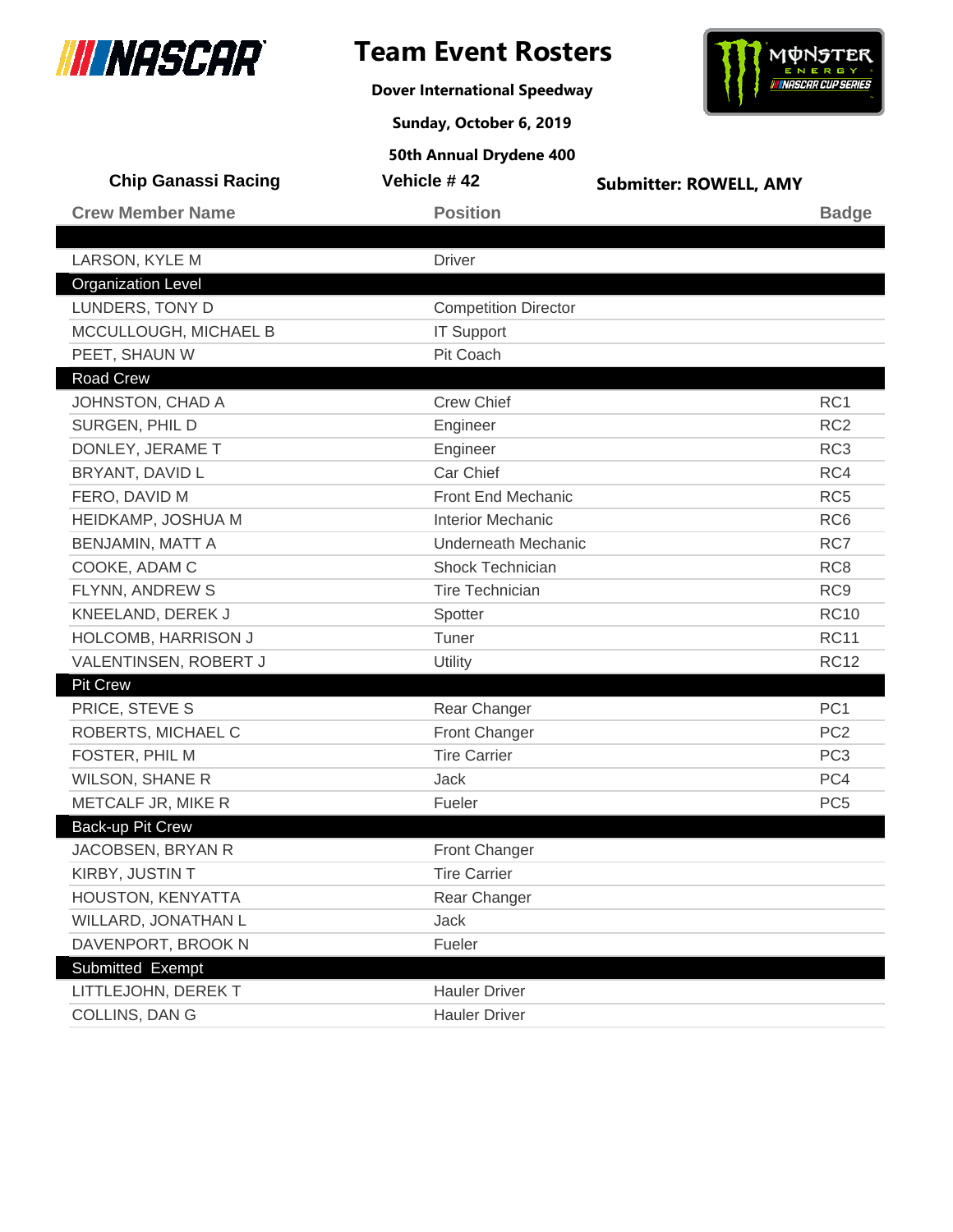# Team Event Rosters

**Dover International Speedway**

**Sunday, October 6, 2019**

**50th Annual Drydene 400**

**Chip Ganassi Racing** | **Vehicle # 42** | **Submitter: ROWELL, AMY**

| Crew Member Name | Position | Badge |
| --- | --- | --- |
| | | |
| LARSON, KYLE M | Driver | |
| **Organization Level** | | |
| LUNDERS, TONY D | Competition Director | |
| MCCULLOUGH, MICHAEL B | IT Support | |
| PEET, SHAUN W | Pit Coach | |
| **Road Crew** | | |
| JOHNSTON, CHAD A | Crew Chief | RC1 |
| SURGEN, PHIL D | Engineer | RC2 |
| DONLEY, JERAME T | Engineer | RC3 |
| BRYANT, DAVID L | Car Chief | RC4 |
| FERO, DAVID M | Front End Mechanic | RC5 |
| HEIDKAMP, JOSHUA M | Interior Mechanic | RC6 |
| BENJAMIN, MATT A | Underneath Mechanic | RC7 |
| COOKE, ADAM C | Shock Technician | RC8 |
| FLYNN, ANDREW S | Tire Technician | RC9 |
| KNEELAND, DEREK J | Spotter | RC10 |
| HOLCOMB, HARRISON J | Tuner | RC11 |
| VALENTINSEN, ROBERT J | Utility | RC12 |
| **Pit Crew** | | |
| PRICE, STEVE S | Rear Changer | PC1 |
| ROBERTS, MICHAEL C | Front Changer | PC2 |
| FOSTER, PHIL M | Tire Carrier | PC3 |
| WILSON, SHANE R | Jack | PC4 |
| METCALF JR, MIKE R | Fueler | PC5 |
| **Back-up Pit Crew** | | |
| JACOBSEN, BRYAN R | Front Changer | |
| KIRBY, JUSTIN T | Tire Carrier | |
| HOUSTON, KENYATTA | Rear Changer | |
| WILLARD, JONATHAN L | Jack | |
| DAVENPORT, BROOK N | Fueler | |
| **Submitted Exempt** | | |
| LITTLEJOHN, DEREK T | Hauler Driver | |
| COLLINS, DAN G | Hauler Driver | |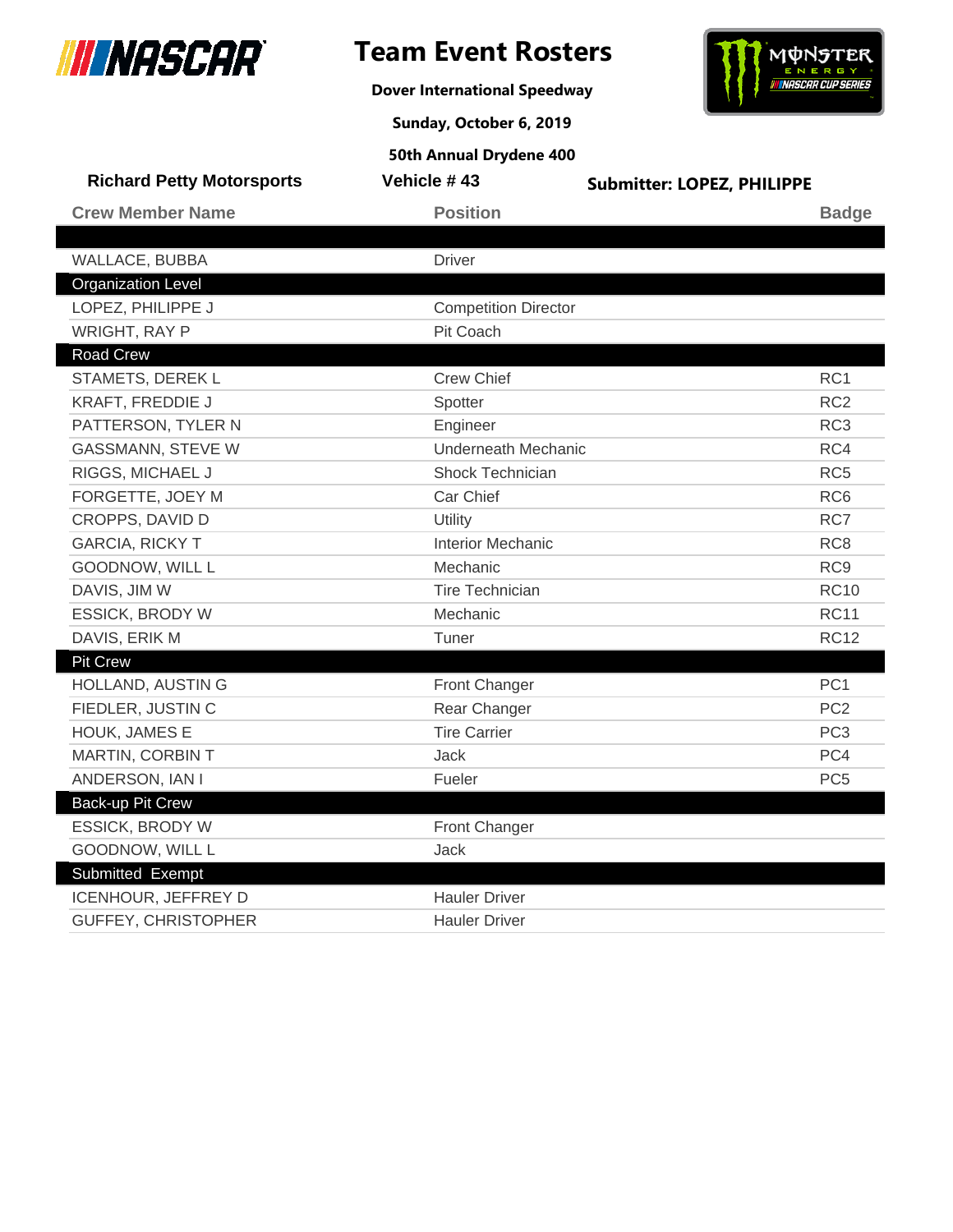# Team Event Rosters

**Dover International Speedway**

**Sunday, October 6, 2019**

**50th Annual Drydene 400**

**Richard Petty Motorsports** | **Vehicle # 43** | **Submitter: LOPEZ, PHILIPPE**

| Crew Member Name | Position | Badge |
|---|---|---|
| | | |
| WALLACE, BUBBA | Driver | |
| **Organization Level** | | |
| LOPEZ, PHILIPPE J | Competition Director | |
| WRIGHT, RAY P | Pit Coach | |
| **Road Crew** | | |
| STAMETS, DEREK L | Crew Chief | RC1 |
| KRAFT, FREDDIE J | Spotter | RC2 |
| PATTERSON, TYLER N | Engineer | RC3 |
| GASSMANN, STEVE W | Underneath Mechanic | RC4 |
| RIGGS, MICHAEL J | Shock Technician | RC5 |
| FORGETTE, JOEY M | Car Chief | RC6 |
| CROPPS, DAVID D | Utility | RC7 |
| GARCIA, RICKY T | Interior Mechanic | RC8 |
| GOODNOW, WILL L | Mechanic | RC9 |
| DAVIS, JIM W | Tire Technician | RC10 |
| ESSICK, BRODY W | Mechanic | RC11 |
| DAVIS, ERIK M | Tuner | RC12 |
| **Pit Crew** | | |
| HOLLAND, AUSTIN G | Front Changer | PC1 |
| FIEDLER, JUSTIN C | Rear Changer | PC2 |
| HOUK, JAMES E | Tire Carrier | PC3 |
| MARTIN, CORBIN T | Jack | PC4 |
| ANDERSON, IAN I | Fueler | PC5 |
| **Back-up Pit Crew** | | |
| ESSICK, BRODY W | Front Changer | |
| GOODNOW, WILL L | Jack | |
| **Submitted Exempt** | | |
| ICENHOUR, JEFFREY D | Hauler Driver | |
| GUFFEY, CHRISTOPHER | Hauler Driver | |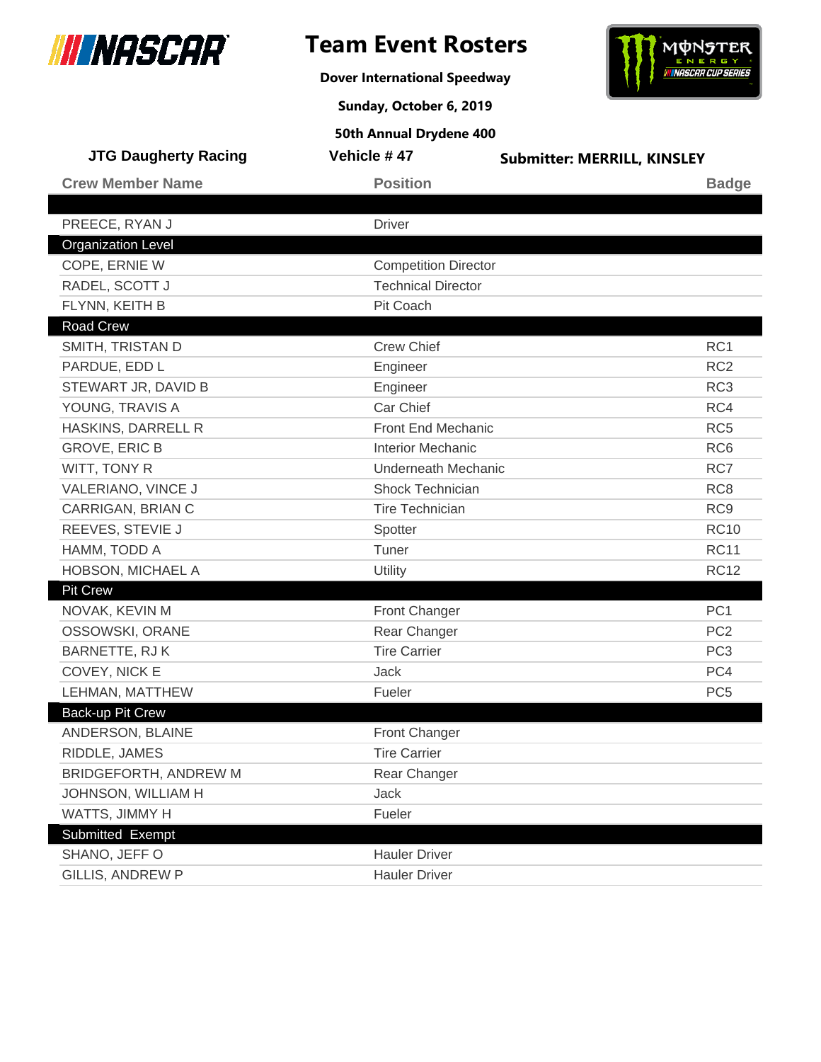# Team Event Rosters

**Dover International Speedway**

**Sunday, October 6, 2019**

**50th Annual Drydene 400**

**JTG Daugherty Racing** | **Vehicle # 47** | **Submitter: MERRILL, KINSLEY**

| Crew Member Name | Position | Badge |
|---|---|---|
| | | |
| PREECE, RYAN J | Driver | |
| **Organization Level** | | |
| COPE, ERNIE W | Competition Director | |
| RADEL, SCOTT J | Technical Director | |
| FLYNN, KEITH B | Pit Coach | |
| **Road Crew** | | |
| SMITH, TRISTAN D | Crew Chief | RC1 |
| PARDUE, EDD L | Engineer | RC2 |
| STEWART JR, DAVID B | Engineer | RC3 |
| YOUNG, TRAVIS A | Car Chief | RC4 |
| HASKINS, DARRELL R | Front End Mechanic | RC5 |
| GROVE, ERIC B | Interior Mechanic | RC6 |
| WITT, TONY R | Underneath Mechanic | RC7 |
| VALERIANO, VINCE J | Shock Technician | RC8 |
| CARRIGAN, BRIAN C | Tire Technician | RC9 |
| REEVES, STEVIE J | Spotter | RC10 |
| HAMM, TODD A | Tuner | RC11 |
| HOBSON, MICHAEL A | Utility | RC12 |
| **Pit Crew** | | |
| NOVAK, KEVIN M | Front Changer | PC1 |
| OSSOWSKI, ORANE | Rear Changer | PC2 |
| BARNETTE, RJ K | Tire Carrier | PC3 |
| COVEY, NICK E | Jack | PC4 |
| LEHMAN, MATTHEW | Fueler | PC5 |
| **Back-up Pit Crew** | | |
| ANDERSON, BLAINE | Front Changer | |
| RIDDLE, JAMES | Tire Carrier | |
| BRIDGEFORTH, ANDREW M | Rear Changer | |
| JOHNSON, WILLIAM H | Jack | |
| WATTS, JIMMY H | Fueler | |
| **Submitted Exempt** | | |
| SHANO, JEFF O | Hauler Driver | |
| GILLIS, ANDREW P | Hauler Driver | |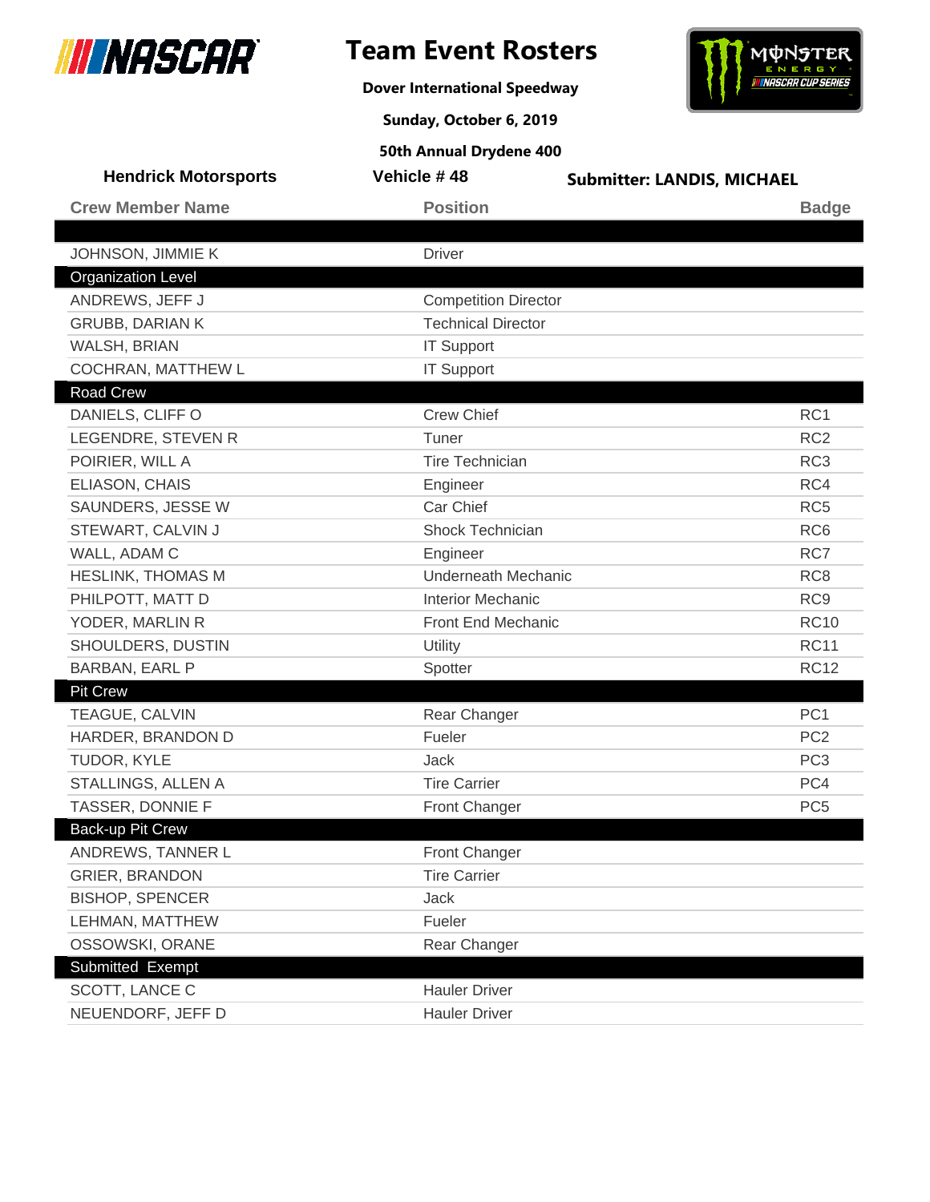# Team Event Rosters

**Dover International Speedway**

**Sunday, October 6, 2019**

**50th Annual Drydene 400**

**Hendrick Motorsports** | **Vehicle # 48** | **Submitter: LANDIS, MICHAEL**

| Crew Member Name | Position | Badge |
|---|---|---|
| | | |
| JOHNSON, JIMMIE K | Driver | |
| **Organization Level** | | |
| ANDREWS, JEFF J | Competition Director | |
| GRUBB, DARIAN K | Technical Director | |
| WALSH, BRIAN | IT Support | |
| COCHRAN, MATTHEW L | IT Support | |
| **Road Crew** | | |
| DANIELS, CLIFF O | Crew Chief | RC1 |
| LEGENDRE, STEVEN R | Tuner | RC2 |
| POIRIER, WILL A | Tire Technician | RC3 |
| ELIASON, CHAIS | Engineer | RC4 |
| SAUNDERS, JESSE W | Car Chief | RC5 |
| STEWART, CALVIN J | Shock Technician | RC6 |
| WALL, ADAM C | Engineer | RC7 |
| HESLINK, THOMAS M | Underneath Mechanic | RC8 |
| PHILPOTT, MATT D | Interior Mechanic | RC9 |
| YODER, MARLIN R | Front End Mechanic | RC10 |
| SHOULDERS, DUSTIN | Utility | RC11 |
| BARBAN, EARL P | Spotter | RC12 |
| **Pit Crew** | | |
| TEAGUE, CALVIN | Rear Changer | PC1 |
| HARDER, BRANDON D | Fueler | PC2 |
| TUDOR, KYLE | Jack | PC3 |
| STALLINGS, ALLEN A | Tire Carrier | PC4 |
| TASSER, DONNIE F | Front Changer | PC5 |
| **Back-up Pit Crew** | | |
| ANDREWS, TANNER L | Front Changer | |
| GRIER, BRANDON | Tire Carrier | |
| BISHOP, SPENCER | Jack | |
| LEHMAN, MATTHEW | Fueler | |
| OSSOWSKI, ORANE | Rear Changer | |
| **Submitted Exempt** | | |
| SCOTT, LANCE C | Hauler Driver | |
| NEUENDORF, JEFF D | Hauler Driver | |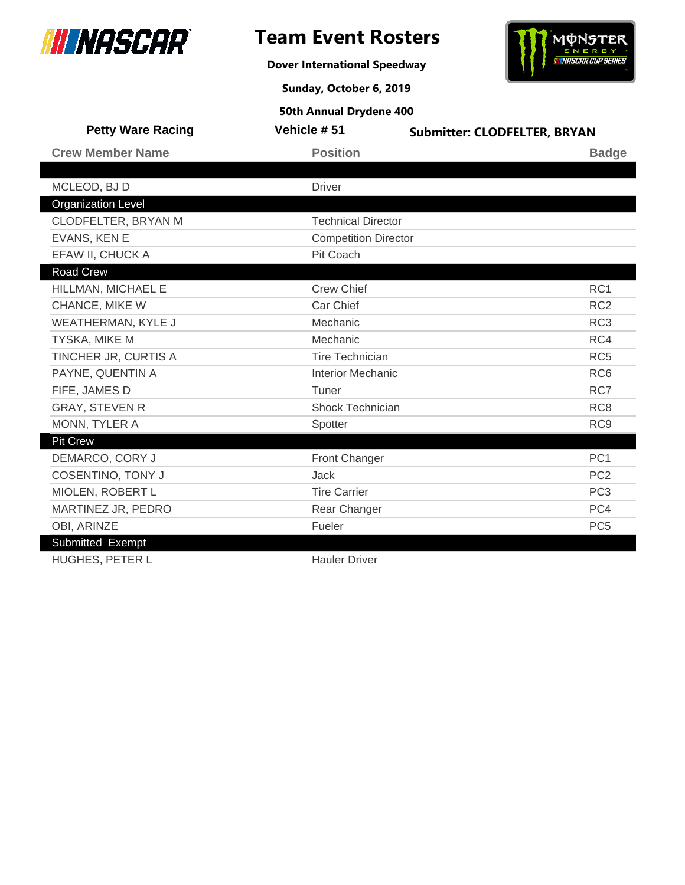# Team Event Rosters

**Dover International Speedway**

**Sunday, October 6, 2019**

**50th Annual Drydene 400**

**Petty Ware Racing** | **Vehicle # 51** | **Submitter: CLODFELTER, BRYAN**

| Crew Member Name | Position | Badge |
|---|---|---|
| | | |
| MCLEOD, BJ D | Driver | |
| **Organization Level** | | |
| CLODFELTER, BRYAN M | Technical Director | |
| EVANS, KEN E | Competition Director | |
| EFAW II, CHUCK A | Pit Coach | |
| **Road Crew** | | |
| HILLMAN, MICHAEL E | Crew Chief | RC1 |
| CHANCE, MIKE W | Car Chief | RC2 |
| WEATHERMAN, KYLE J | Mechanic | RC3 |
| TYSKA, MIKE M | Mechanic | RC4 |
| TINCHER JR, CURTIS A | Tire Technician | RC5 |
| PAYNE, QUENTIN A | Interior Mechanic | RC6 |
| FIFE, JAMES D | Tuner | RC7 |
| GRAY, STEVEN R | Shock Technician | RC8 |
| MONN, TYLER A | Spotter | RC9 |
| **Pit Crew** | | |
| DEMARCO, CORY J | Front Changer | PC1 |
| COSENTINO, TONY J | Jack | PC2 |
| MIOLEN, ROBERT L | Tire Carrier | PC3 |
| MARTINEZ JR, PEDRO | Rear Changer | PC4 |
| OBI, ARINZE | Fueler | PC5 |
| **Submitted Exempt** | | |
| HUGHES, PETER L | Hauler Driver | |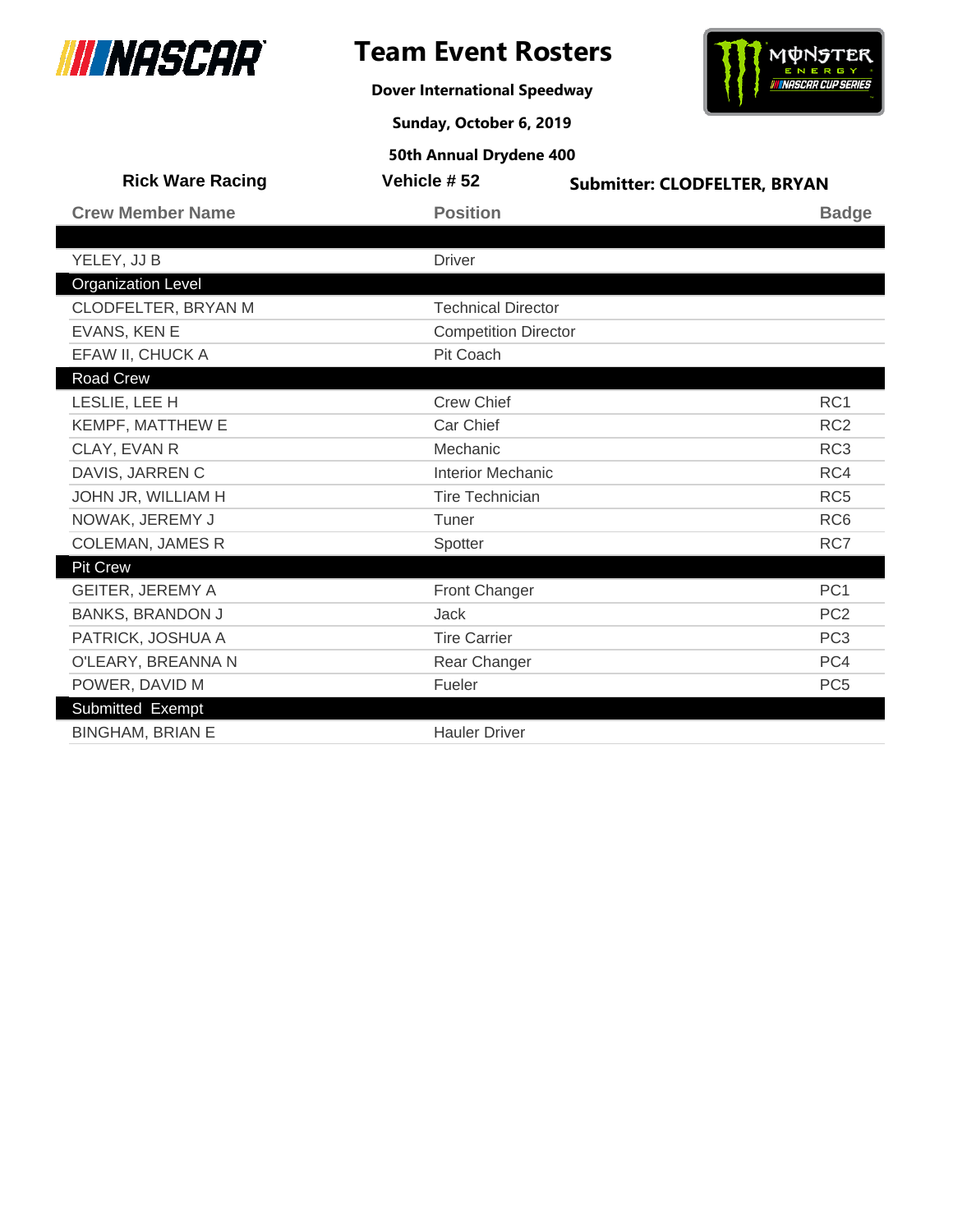# Team Event Rosters

**Dover International Speedway**

**Sunday, October 6, 2019**

**50th Annual Drydene 400**

**Rick Ware Racing** | **Vehicle # 52** | **Submitter: CLODFELTER, BRYAN**

| Crew Member Name | Position | Badge |
|---|---|---|
| YELEY, JJ B | Driver | |
| **Organization Level** | | |
| CLODFELTER, BRYAN M | Technical Director | |
| EVANS, KEN E | Competition Director | |
| EFAW II, CHUCK A | Pit Coach | |
| **Road Crew** | | |
| LESLIE, LEE H | Crew Chief | RC1 |
| KEMPF, MATTHEW E | Car Chief | RC2 |
| CLAY, EVAN R | Mechanic | RC3 |
| DAVIS, JARREN C | Interior Mechanic | RC4 |
| JOHN JR, WILLIAM H | Tire Technician | RC5 |
| NOWAK, JEREMY J | Tuner | RC6 |
| COLEMAN, JAMES R | Spotter | RC7 |
| **Pit Crew** | | |
| GEITER, JEREMY A | Front Changer | PC1 |
| BANKS, BRANDON J | Jack | PC2 |
| PATRICK, JOSHUA A | Tire Carrier | PC3 |
| O'LEARY, BREANNA N | Rear Changer | PC4 |
| POWER, DAVID M | Fueler | PC5 |
| **Submitted Exempt** | | |
| BINGHAM, BRIAN E | Hauler Driver | |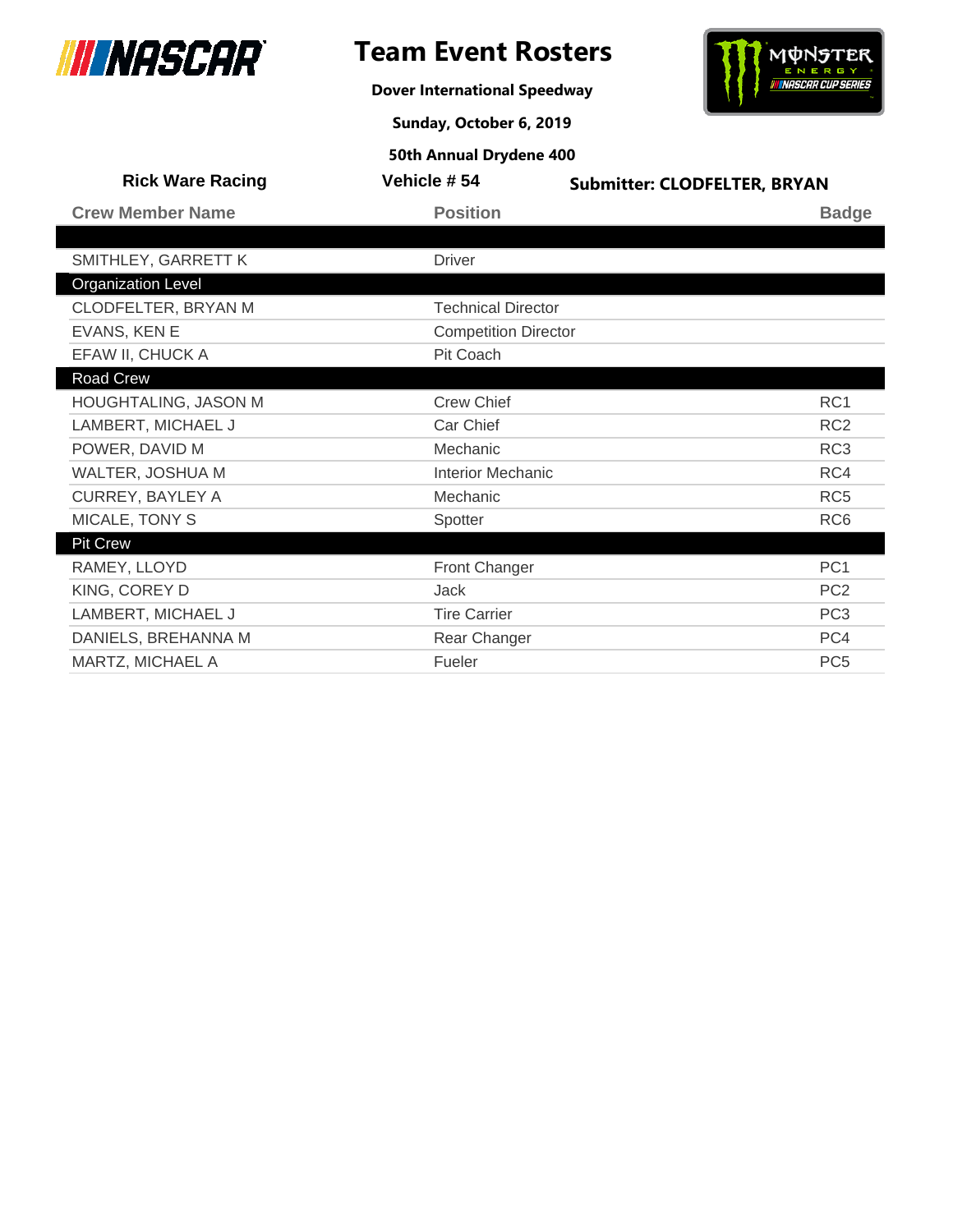# Team Event Rosters

**Dover International Speedway**

**Sunday, October 6, 2019**

**50th Annual Drydene 400**

**Rick Ware Racing** | **Vehicle # 54** | **Submitter: CLODFELTER, BRYAN**

| Crew Member Name | Position | Badge |
|---|---|---|
| | | |
| SMITHLEY, GARRETT K | Driver | |
| **Organization Level** | | |
| CLODFELTER, BRYAN M | Technical Director | |
| EVANS, KEN E | Competition Director | |
| EFAW II, CHUCK A | Pit Coach | |
| **Road Crew** | | |
| HOUGHTALING, JASON M | Crew Chief | RC1 |
| LAMBERT, MICHAEL J | Car Chief | RC2 |
| POWER, DAVID M | Mechanic | RC3 |
| WALTER, JOSHUA M | Interior Mechanic | RC4 |
| CURREY, BAYLEY A | Mechanic | RC5 |
| MICALE, TONY S | Spotter | RC6 |
| **Pit Crew** | | |
| RAMEY, LLOYD | Front Changer | PC1 |
| KING, COREY D | Jack | PC2 |
| LAMBERT, MICHAEL J | Tire Carrier | PC3 |
| DANIELS, BREHANNA M | Rear Changer | PC4 |
| MARTZ, MICHAEL A | Fueler | PC5 |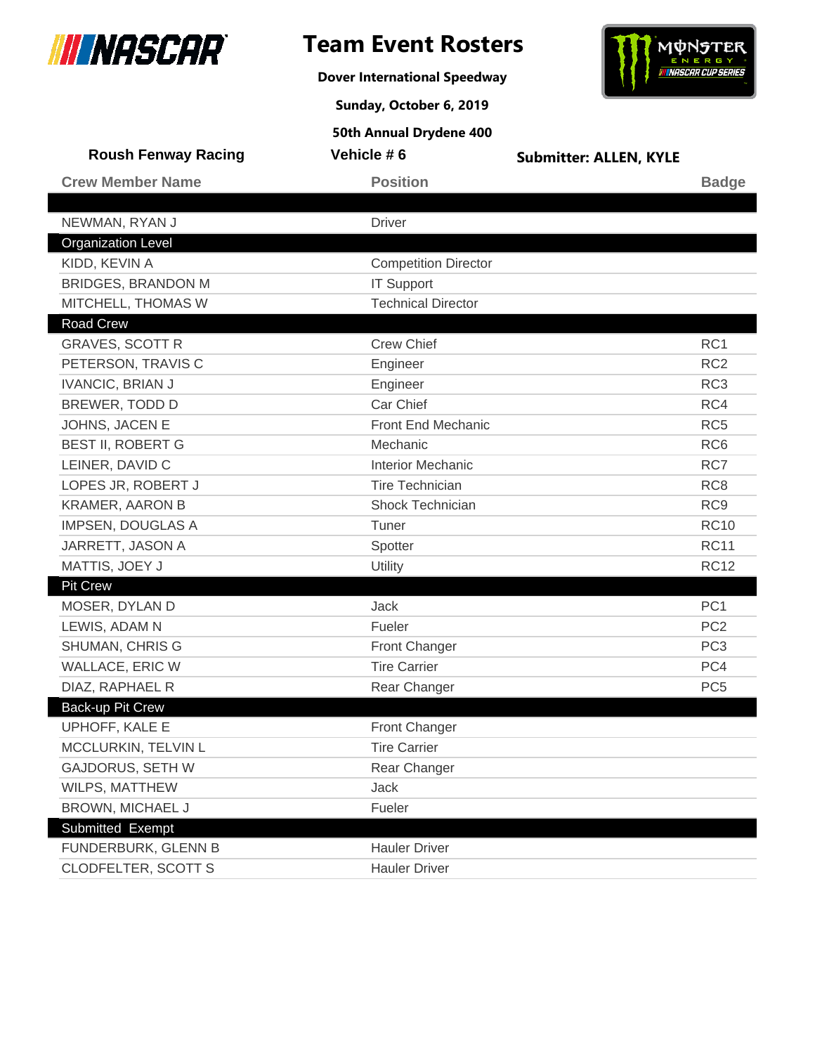# Team Event Rosters

**Dover International Speedway**

**Sunday, October 6, 2019**

**50th Annual Drydene 400**

**Roush Fenway Racing** | **Vehicle # 6** | **Submitter: ALLEN, KYLE**

| Crew Member Name | Position | Badge |
|---|---|---|
| | | |
| NEWMAN, RYAN J | Driver | |
| **Organization Level** | | |
| KIDD, KEVIN A | Competition Director | |
| BRIDGES, BRANDON M | IT Support | |
| MITCHELL, THOMAS W | Technical Director | |
| **Road Crew** | | |
| GRAVES, SCOTT R | Crew Chief | RC1 |
| PETERSON, TRAVIS C | Engineer | RC2 |
| IVANCIC, BRIAN J | Engineer | RC3 |
| BREWER, TODD D | Car Chief | RC4 |
| JOHNS, JACEN E | Front End Mechanic | RC5 |
| BEST II, ROBERT G | Mechanic | RC6 |
| LEINER, DAVID C | Interior Mechanic | RC7 |
| LOPES JR, ROBERT J | Tire Technician | RC8 |
| KRAMER, AARON B | Shock Technician | RC9 |
| IMPSEN, DOUGLAS A | Tuner | RC10 |
| JARRETT, JASON A | Spotter | RC11 |
| MATTIS, JOEY J | Utility | RC12 |
| **Pit Crew** | | |
| MOSER, DYLAN D | Jack | PC1 |
| LEWIS, ADAM N | Fueler | PC2 |
| SHUMAN, CHRIS G | Front Changer | PC3 |
| WALLACE, ERIC W | Tire Carrier | PC4 |
| DIAZ, RAPHAEL R | Rear Changer | PC5 |
| **Back-up Pit Crew** | | |
| UPHOFF, KALE E | Front Changer | |
| MCCLURKIN, TELVIN L | Tire Carrier | |
| GAJDORUS, SETH W | Rear Changer | |
| WILPS, MATTHEW | Jack | |
| BROWN, MICHAEL J | Fueler | |
| **Submitted Exempt** | | |
| FUNDERBURK, GLENN B | Hauler Driver | |
| CLODFELTER, SCOTT S | Hauler Driver | |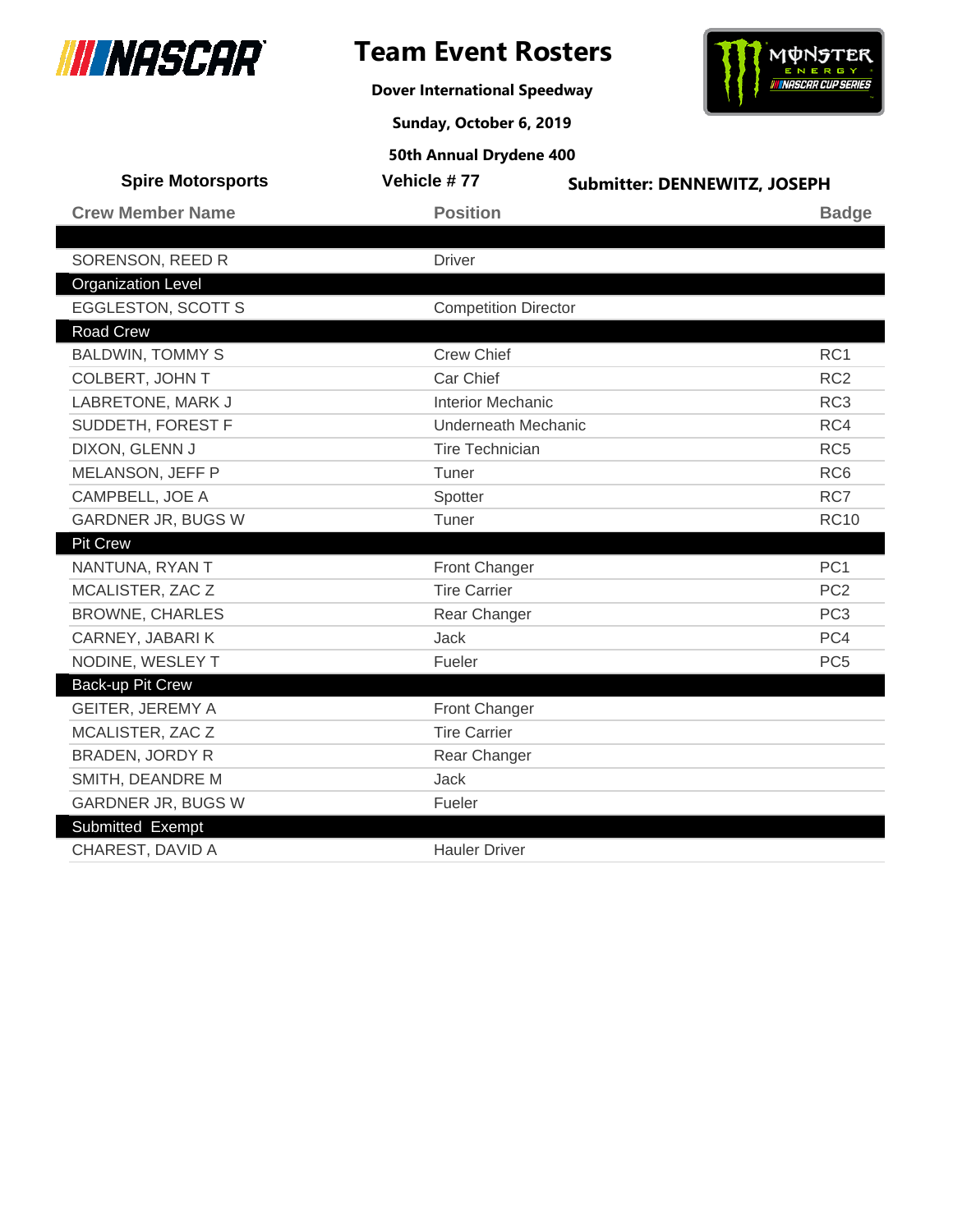# Team Event Rosters

**Dover International Speedway**

**Sunday, October 6, 2019**

**50th Annual Drydene 400**

**Spire Motorsports** | **Vehicle # 77** | **Submitter: DENNEWITZ, JOSEPH**

| Crew Member Name | Position | Badge |
|---|---|---|
| | | |
| SORENSON, REED R | Driver | |
| **Organization Level** | | |
| EGGLESTON, SCOTT S | Competition Director | |
| **Road Crew** | | |
| BALDWIN, TOMMY S | Crew Chief | RC1 |
| COLBERT, JOHN T | Car Chief | RC2 |
| LABRETONE, MARK J | Interior Mechanic | RC3 |
| SUDDETH, FOREST F | Underneath Mechanic | RC4 |
| DIXON, GLENN J | Tire Technician | RC5 |
| MELANSON, JEFF P | Tuner | RC6 |
| CAMPBELL, JOE A | Spotter | RC7 |
| GARDNER JR, BUGS W | Tuner | RC10 |
| **Pit Crew** | | |
| NANTUNA, RYAN T | Front Changer | PC1 |
| MCALISTER, ZAC Z | Tire Carrier | PC2 |
| BROWNE, CHARLES | Rear Changer | PC3 |
| CARNEY, JABARI K | Jack | PC4 |
| NODINE, WESLEY T | Fueler | PC5 |
| **Back-up Pit Crew** | | |
| GEITER, JEREMY A | Front Changer | |
| MCALISTER, ZAC Z | Tire Carrier | |
| BRADEN, JORDY R | Rear Changer | |
| SMITH, DEANDRE M | Jack | |
| GARDNER JR, BUGS W | Fueler | |
| **Submitted Exempt** | | |
| CHAREST, DAVID A | Hauler Driver | |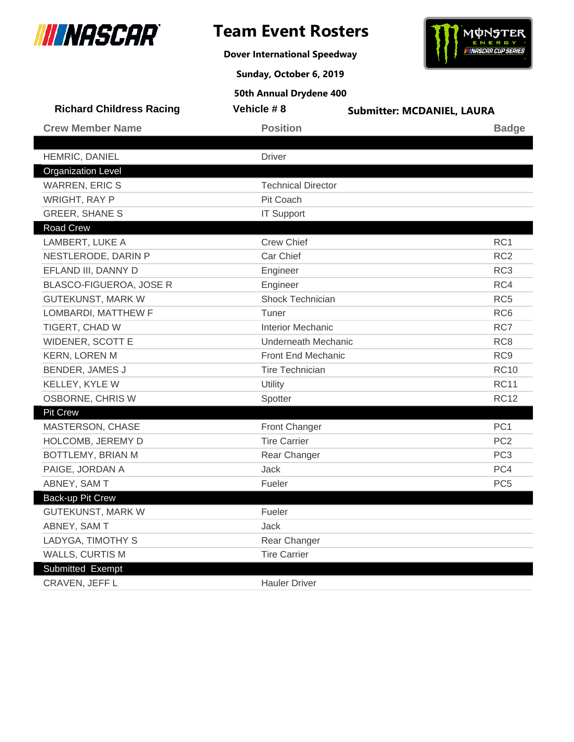# Team Event Rosters

**Dover International Speedway**

**Sunday, October 6, 2019**

**50th Annual Drydene 400**

**Richard Childress Racing** | **Vehicle # 8** | **Submitter: MCDANIEL, LAURA**

| Crew Member Name | Position | Badge |
|---|---|---|
| | | |
| HEMRIC, DANIEL | Driver | |
| **Organization Level** | | |
| WARREN, ERIC S | Technical Director | |
| WRIGHT, RAY P | Pit Coach | |
| GREER, SHANE S | IT Support | |
| **Road Crew** | | |
| LAMBERT, LUKE A | Crew Chief | RC1 |
| NESTLERODE, DARIN P | Car Chief | RC2 |
| EFLAND III, DANNY D | Engineer | RC3 |
| BLASCO-FIGUEROA, JOSE R | Engineer | RC4 |
| GUTEKUNST, MARK W | Shock Technician | RC5 |
| LOMBARDI, MATTHEW F | Tuner | RC6 |
| TIGERT, CHAD W | Interior Mechanic | RC7 |
| WIDENER, SCOTT E | Underneath Mechanic | RC8 |
| KERN, LOREN M | Front End Mechanic | RC9 |
| BENDER, JAMES J | Tire Technician | RC10 |
| KELLEY, KYLE W | Utility | RC11 |
| OSBORNE, CHRIS W | Spotter | RC12 |
| **Pit Crew** | | |
| MASTERSON, CHASE | Front Changer | PC1 |
| HOLCOMB, JEREMY D | Tire Carrier | PC2 |
| BOTTLEMY, BRIAN M | Rear Changer | PC3 |
| PAIGE, JORDAN A | Jack | PC4 |
| ABNEY, SAM T | Fueler | PC5 |
| **Back-up Pit Crew** | | |
| GUTEKUNST, MARK W | Fueler | |
| ABNEY, SAM T | Jack | |
| LADYGA, TIMOTHY S | Rear Changer | |
| WALLS, CURTIS M | Tire Carrier | |
| **Submitted Exempt** | | |
| CRAVEN, JEFF L | Hauler Driver | |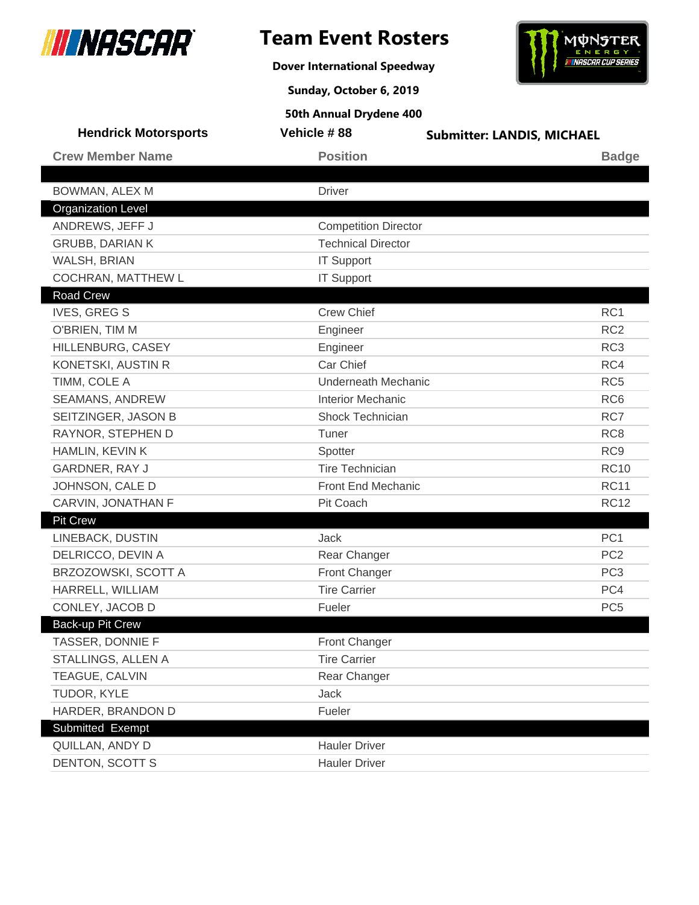# Team Event Rosters

**Dover International Speedway**

**Sunday, October 6, 2019**

**50th Annual Drydene 400**

**Hendrick Motorsports** | **Vehicle # 88** | **Submitter: LANDIS, MICHAEL**

| Crew Member Name | Position | Badge |
|---|---|---|
| | | |
| BOWMAN, ALEX M | Driver | |
| **Organization Level** | | |
| ANDREWS, JEFF J | Competition Director | |
| GRUBB, DARIAN K | Technical Director | |
| WALSH, BRIAN | IT Support | |
| COCHRAN, MATTHEW L | IT Support | |
| **Road Crew** | | |
| IVES, GREG S | Crew Chief | RC1 |
| O'BRIEN, TIM M | Engineer | RC2 |
| HILLENBURG, CASEY | Engineer | RC3 |
| KONETSKI, AUSTIN R | Car Chief | RC4 |
| TIMM, COLE A | Underneath Mechanic | RC5 |
| SEAMANS, ANDREW | Interior Mechanic | RC6 |
| SEITZINGER, JASON B | Shock Technician | RC7 |
| RAYNOR, STEPHEN D | Tuner | RC8 |
| HAMLIN, KEVIN K | Spotter | RC9 |
| GARDNER, RAY J | Tire Technician | RC10 |
| JOHNSON, CALE D | Front End Mechanic | RC11 |
| CARVIN, JONATHAN F | Pit Coach | RC12 |
| **Pit Crew** | | |
| LINEBACK, DUSTIN | Jack | PC1 |
| DELRICCO, DEVIN A | Rear Changer | PC2 |
| BRZOZOWSKI, SCOTT A | Front Changer | PC3 |
| HARRELL, WILLIAM | Tire Carrier | PC4 |
| CONLEY, JACOB D | Fueler | PC5 |
| **Back-up Pit Crew** | | |
| TASSER, DONNIE F | Front Changer | |
| STALLINGS, ALLEN A | Tire Carrier | |
| TEAGUE, CALVIN | Rear Changer | |
| TUDOR, KYLE | Jack | |
| HARDER, BRANDON D | Fueler | |
| **Submitted Exempt** | | |
| QUILLAN, ANDY D | Hauler Driver | |
| DENTON, SCOTT S | Hauler Driver | |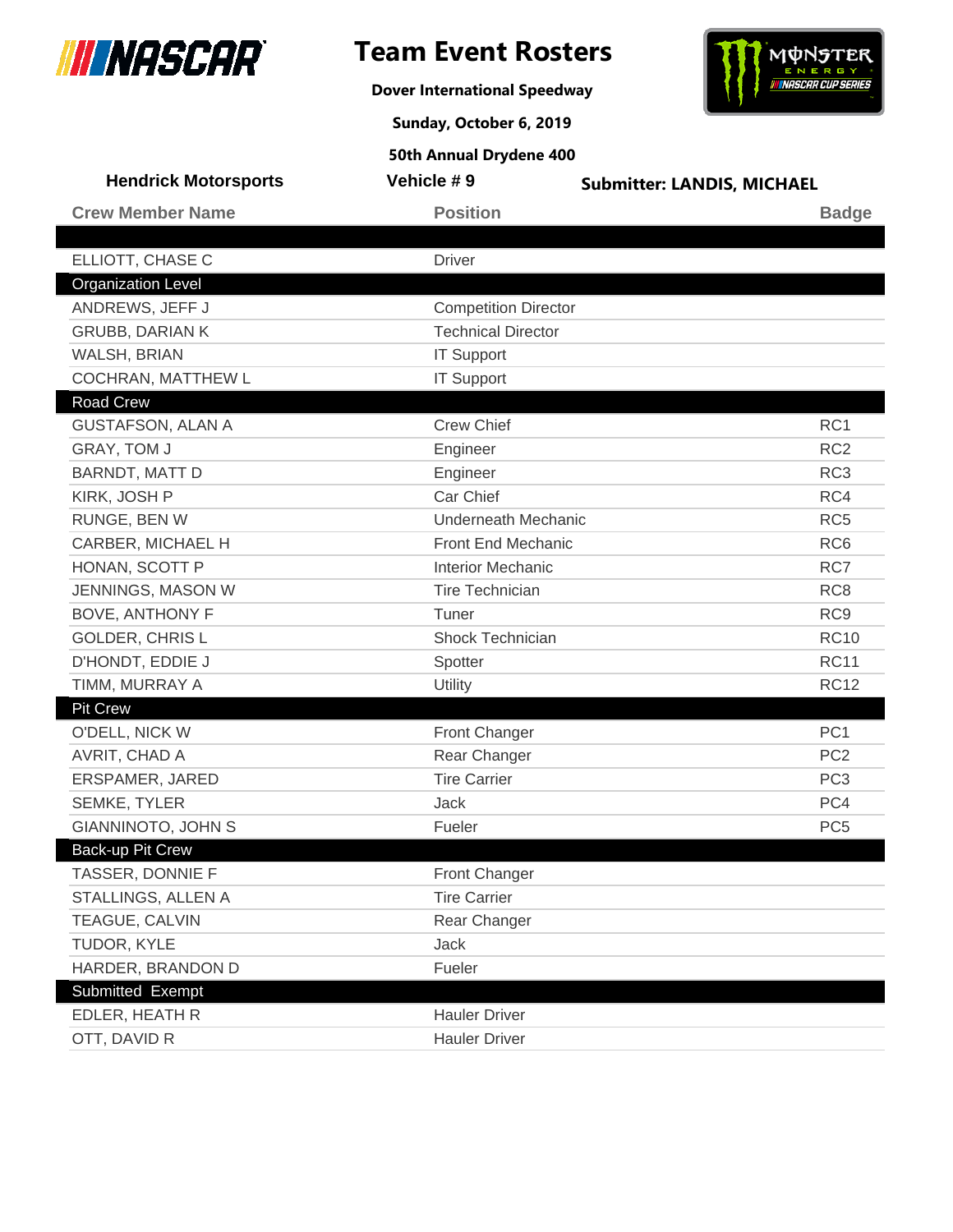# Team Event Rosters

**Dover International Speedway**

**Sunday, October 6, 2019**

**50th Annual Drydene 400**

**Hendrick Motorsports** | **Vehicle # 9** | **Submitter: LANDIS, MICHAEL**

| Crew Member Name | Position | Badge |
|---|---|---|
| | | |
| ELLIOTT, CHASE C | Driver | |
| **Organization Level** | | |
| ANDREWS, JEFF J | Competition Director | |
| GRUBB, DARIAN K | Technical Director | |
| WALSH, BRIAN | IT Support | |
| COCHRAN, MATTHEW L | IT Support | |
| **Road Crew** | | |
| GUSTAFSON, ALAN A | Crew Chief | RC1 |
| GRAY, TOM J | Engineer | RC2 |
| BARNDT, MATT D | Engineer | RC3 |
| KIRK, JOSH P | Car Chief | RC4 |
| RUNGE, BEN W | Underneath Mechanic | RC5 |
| CARBER, MICHAEL H | Front End Mechanic | RC6 |
| HONAN, SCOTT P | Interior Mechanic | RC7 |
| JENNINGS, MASON W | Tire Technician | RC8 |
| BOVE, ANTHONY F | Tuner | RC9 |
| GOLDER, CHRIS L | Shock Technician | RC10 |
| D'HONDT, EDDIE J | Spotter | RC11 |
| TIMM, MURRAY A | Utility | RC12 |
| **Pit Crew** | | |
| O'DELL, NICK W | Front Changer | PC1 |
| AVRIT, CHAD A | Rear Changer | PC2 |
| ERSPAMER, JARED | Tire Carrier | PC3 |
| SEMKE, TYLER | Jack | PC4 |
| GIANNINOTO, JOHN S | Fueler | PC5 |
| **Back-up Pit Crew** | | |
| TASSER, DONNIE F | Front Changer | |
| STALLINGS, ALLEN A | Tire Carrier | |
| TEAGUE, CALVIN | Rear Changer | |
| TUDOR, KYLE | Jack | |
| HARDER, BRANDON D | Fueler | |
| **Submitted Exempt** | | |
| EDLER, HEATH R | Hauler Driver | |
| OTT, DAVID R | Hauler Driver | |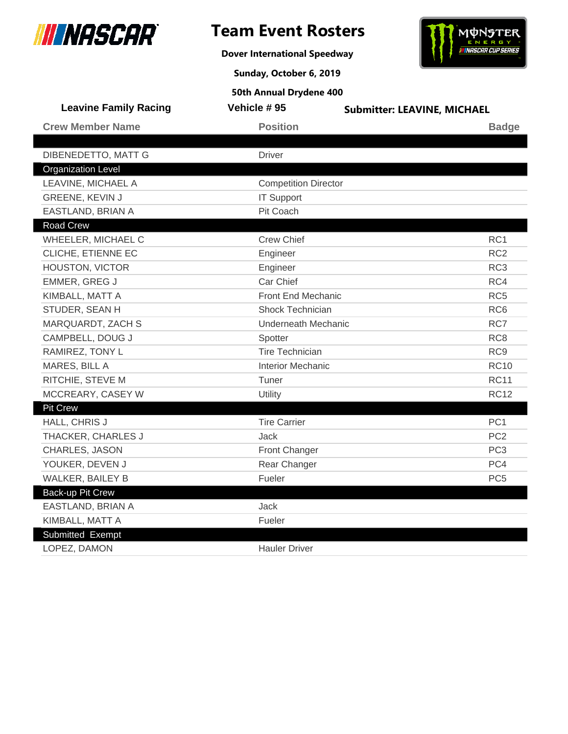# Team Event Rosters

**Dover International Speedway**

**Sunday, October 6, 2019**

**50th Annual Drydene 400**

**Leavine Family Racing** **Vehicle # 95** **Submitter: LEAVINE, MICHAEL**

| Crew Member Name | Position | Badge |
|---|---|---|
| DIBENEDETTO, MATT G | Driver | |
| **Organization Level** | | |
| LEAVINE, MICHAEL A | Competition Director | |
| GREENE, KEVIN J | IT Support | |
| EASTLAND, BRIAN A | Pit Coach | |
| **Road Crew** | | |
| WHEELER, MICHAEL C | Crew Chief | RC1 |
| CLICHE, ETIENNE EC | Engineer | RC2 |
| HOUSTON, VICTOR | Engineer | RC3 |
| EMMER, GREG J | Car Chief | RC4 |
| KIMBALL, MATT A | Front End Mechanic | RC5 |
| STUDER, SEAN H | Shock Technician | RC6 |
| MARQUARDT, ZACH S | Underneath Mechanic | RC7 |
| CAMPBELL, DOUG J | Spotter | RC8 |
| RAMIREZ, TONY L | Tire Technician | RC9 |
| MARES, BILL A | Interior Mechanic | RC10 |
| RITCHIE, STEVE M | Tuner | RC11 |
| MCCREARY, CASEY W | Utility | RC12 |
| **Pit Crew** | | |
| HALL, CHRIS J | Tire Carrier | PC1 |
| THACKER, CHARLES J | Jack | PC2 |
| CHARLES, JASON | Front Changer | PC3 |
| YOUKER, DEVEN J | Rear Changer | PC4 |
| WALKER, BAILEY B | Fueler | PC5 |
| **Back-up Pit Crew** | | |
| EASTLAND, BRIAN A | Jack | |
| KIMBALL, MATT A | Fueler | |
| **Submitted Exempt** | | |
| LOPEZ, DAMON | Hauler Driver | |